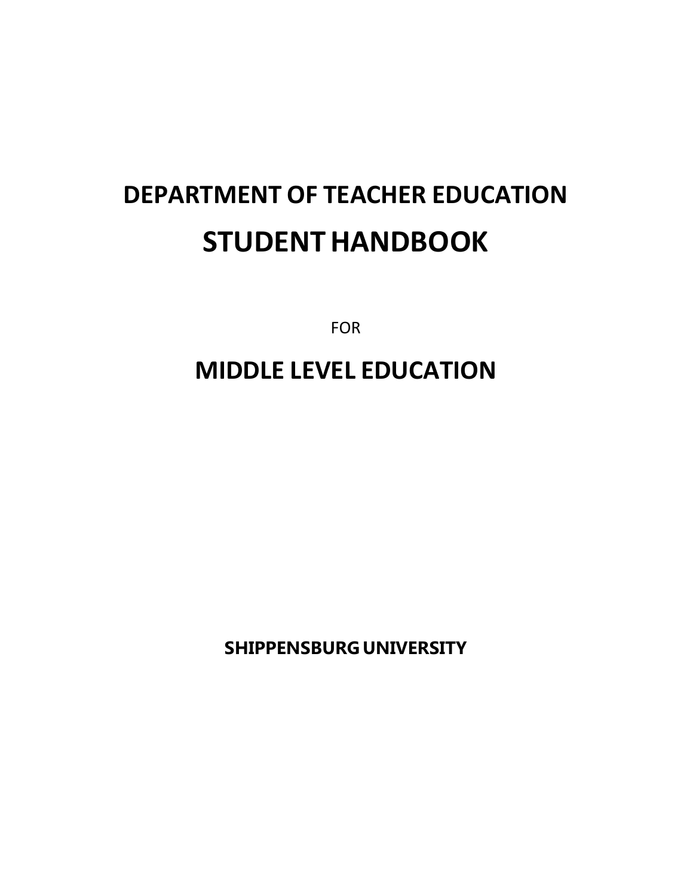# DEPARTMENT OF TEACHER EDUCATION

# STUDENT HANDBOOK

FOR

# MIDDLE LEVEL EDUCATION

**SHIPPENSBURG UNIVERSITY**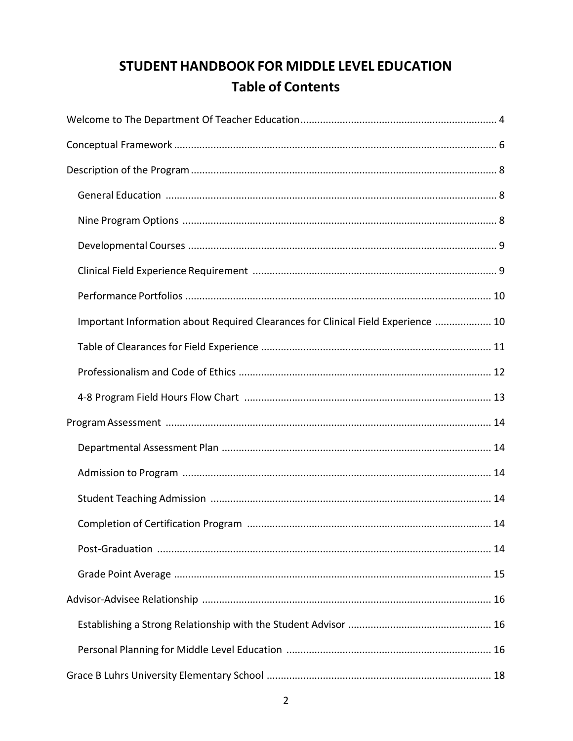# STUDENT HANDBOOK FOR MIDDLE LEVEL EDUCATION
## Table of Contents

Welcome to The Department Of Teacher Education ..................... 4

Conceptual Framework ..................... 6

Description of the Program ..................... 8

- General Education ..................... 8
- Nine Program Options ..................... 8
- Developmental Courses ..................... 9
- Clinical Field Experience Requirement ..................... 9
- Performance Portfolios ..................... 10
- Important Information about Required Clearances for Clinical Field Experience ..................... 10
- Table of Clearances for Field Experience ..................... 11
- Professionalism and Code of Ethics ..................... 12
- 4-8 Program Field Hours Flow Chart ..................... 13

Program Assessment ..................... 14

- Departmental Assessment Plan ..................... 14
- Admission to Program ..................... 14
- Student Teaching Admission ..................... 14
- Completion of Certification Program ..................... 14
- Post-Graduation ..................... 14
- Grade Point Average ..................... 15

Advisor-Advisee Relationship ..................... 16

- Establishing a Strong Relationship with the Student Advisor ..................... 16
- Personal Planning for Middle Level Education ..................... 16

Grace B Luhrs University Elementary School ..................... 18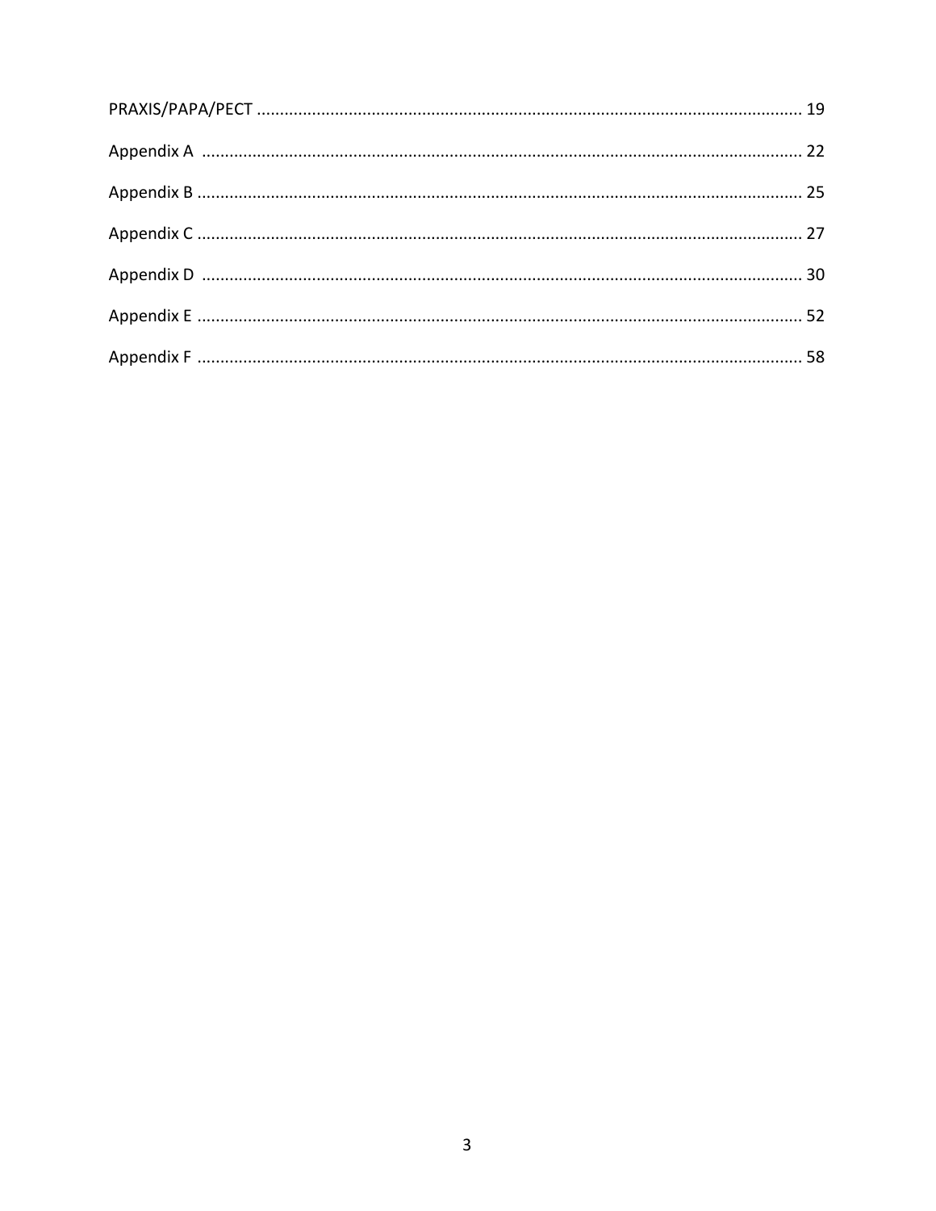PRAXIS/PAPA/PECT ........................................................................................................................ 19

Appendix A ........................................................................................................................ 22

Appendix B ........................................................................................................................ 25

Appendix C ........................................................................................................................ 27

Appendix D ........................................................................................................................ 30

Appendix E ........................................................................................................................ 52

Appendix F ........................................................................................................................ 58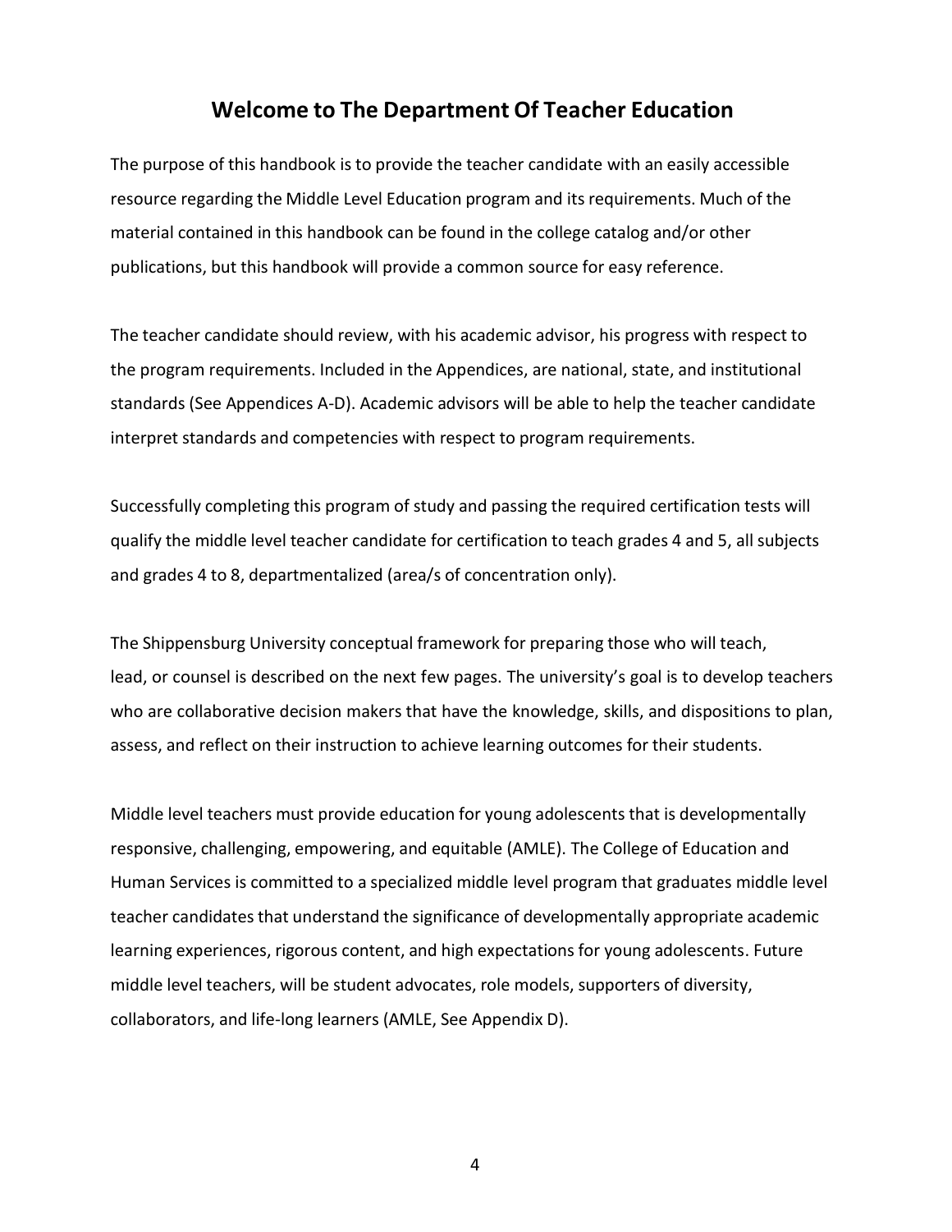# Welcome to The Department Of Teacher Education

The purpose of this handbook is to provide the teacher candidate with an easily accessible resource regarding the Middle Level Education program and its requirements. Much of the material contained in this handbook can be found in the college catalog and/or other publications, but this handbook will provide a common source for easy reference.

The teacher candidate should review, with his academic advisor, his progress with respect to the program requirements. Included in the Appendices, are national, state, and institutional standards (See Appendices A-D). Academic advisors will be able to help the teacher candidate interpret standards and competencies with respect to program requirements.

Successfully completing this program of study and passing the required certification tests will qualify the middle level teacher candidate for certification to teach grades 4 and 5, all subjects and grades 4 to 8, departmentalized (area/s of concentration only).

The Shippensburg University conceptual framework for preparing those who will teach, lead, or counsel is described on the next few pages. The university's goal is to develop teachers who are collaborative decision makers that have the knowledge, skills, and dispositions to plan, assess, and reflect on their instruction to achieve learning outcomes for their students.

Middle level teachers must provide education for young adolescents that is developmentally responsive, challenging, empowering, and equitable (AMLE). The College of Education and Human Services is committed to a specialized middle level program that graduates middle level teacher candidates that understand the significance of developmentally appropriate academic learning experiences, rigorous content, and high expectations for young adolescents. Future middle level teachers, will be student advocates, role models, supporters of diversity, collaborators, and life-long learners (AMLE, See Appendix D).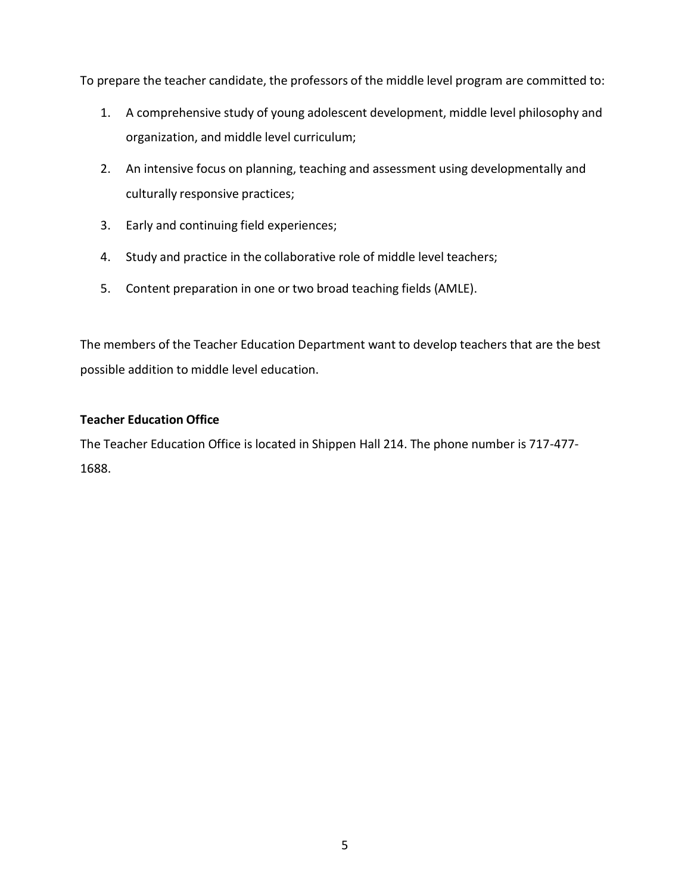To prepare the teacher candidate, the professors of the middle level program are committed to:

1. A comprehensive study of young adolescent development, middle level philosophy and organization, and middle level curriculum;
2. An intensive focus on planning, teaching and assessment using developmentally and culturally responsive practices;
3. Early and continuing field experiences;
4. Study and practice in the collaborative role of middle level teachers;
5. Content preparation in one or two broad teaching fields (AMLE).

The members of the Teacher Education Department want to develop teachers that are the best possible addition to middle level education.

**Teacher Education Office**

The Teacher Education Office is located in Shippen Hall 214. The phone number is 717-477-1688.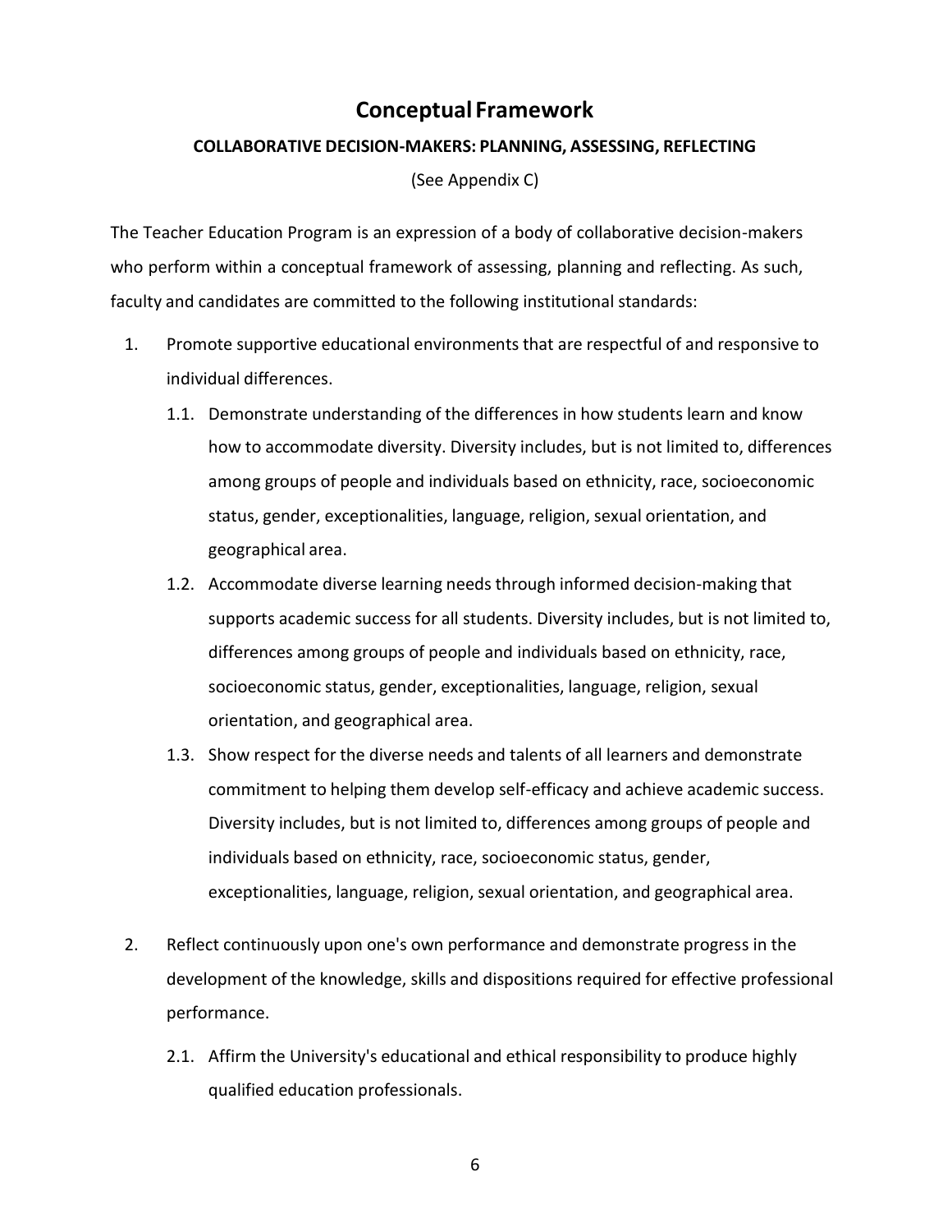# Conceptual Framework

**COLLABORATIVE DECISION-MAKERS: PLANNING, ASSESSING, REFLECTING**

(See Appendix C)

The Teacher Education Program is an expression of a body of collaborative decision-makers who perform within a conceptual framework of assessing, planning and reflecting. As such, faculty and candidates are committed to the following institutional standards:

1. Promote supportive educational environments that are respectful of and responsive to individual differences.
   - 1.1. Demonstrate understanding of the differences in how students learn and know how to accommodate diversity. Diversity includes, but is not limited to, differences among groups of people and individuals based on ethnicity, race, socioeconomic status, gender, exceptionalities, language, religion, sexual orientation, and geographical area.
   - 1.2. Accommodate diverse learning needs through informed decision-making that supports academic success for all students. Diversity includes, but is not limited to, differences among groups of people and individuals based on ethnicity, race, socioeconomic status, gender, exceptionalities, language, religion, sexual orientation, and geographical area.
   - 1.3. Show respect for the diverse needs and talents of all learners and demonstrate commitment to helping them develop self-efficacy and achieve academic success. Diversity includes, but is not limited to, differences among groups of people and individuals based on ethnicity, race, socioeconomic status, gender, exceptionalities, language, religion, sexual orientation, and geographical area.

2. Reflect continuously upon one's own performance and demonstrate progress in the development of the knowledge, skills and dispositions required for effective professional performance.
   - 2.1. Affirm the University's educational and ethical responsibility to produce highly qualified education professionals.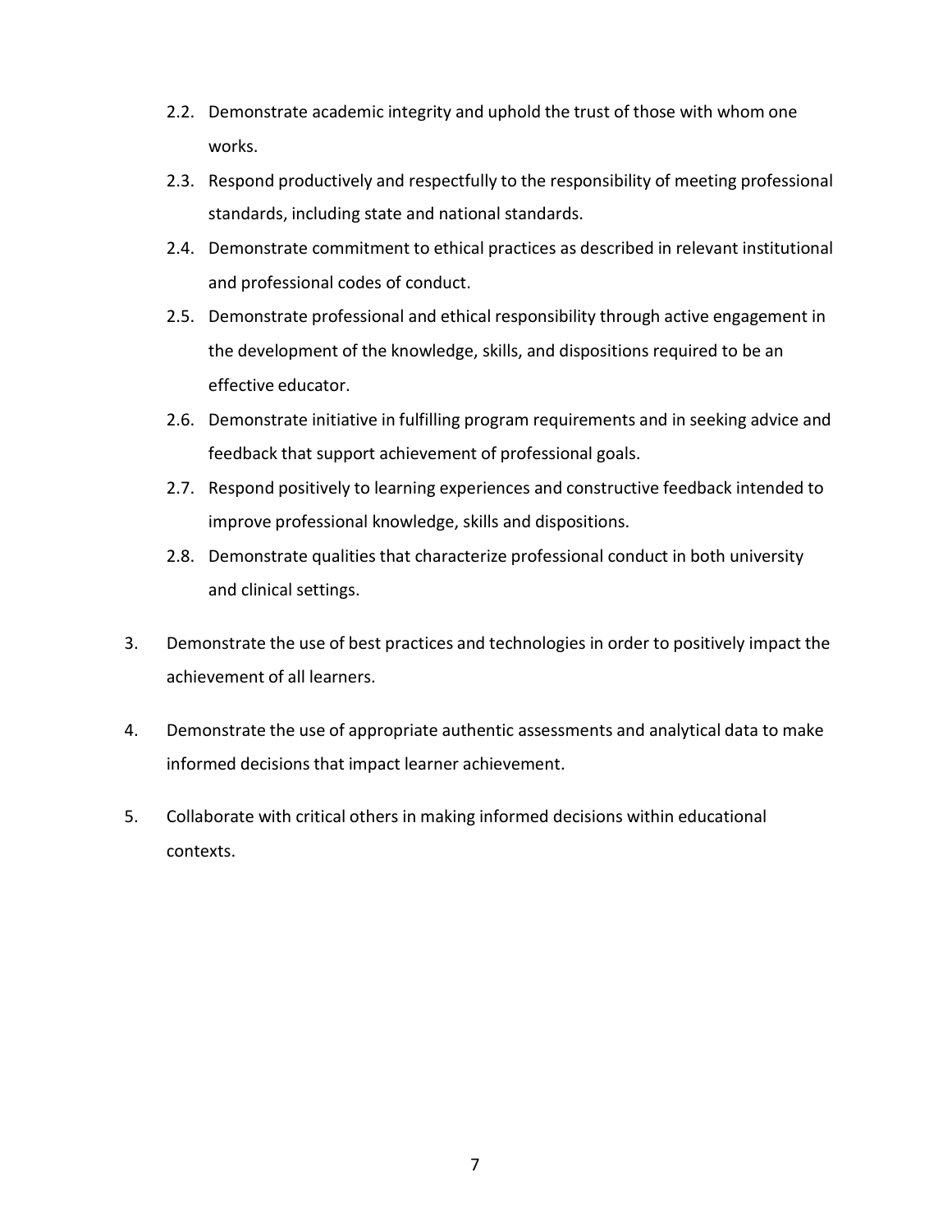2.2. Demonstrate academic integrity and uphold the trust of those with whom one works.

   2.3. Respond productively and respectfully to the responsibility of meeting professional standards, including state and national standards.

   2.4. Demonstrate commitment to ethical practices as described in relevant institutional and professional codes of conduct.

   2.5. Demonstrate professional and ethical responsibility through active engagement in the development of the knowledge, skills, and dispositions required to be an effective educator.

   2.6. Demonstrate initiative in fulfilling program requirements and in seeking advice and feedback that support achievement of professional goals.

   2.7. Respond positively to learning experiences and constructive feedback intended to improve professional knowledge, skills and dispositions.

   2.8. Demonstrate qualities that characterize professional conduct in both university and clinical settings.

3. Demonstrate the use of best practices and technologies in order to positively impact the achievement of all learners.

4. Demonstrate the use of appropriate authentic assessments and analytical data to make informed decisions that impact learner achievement.

5. Collaborate with critical others in making informed decisions within educational contexts.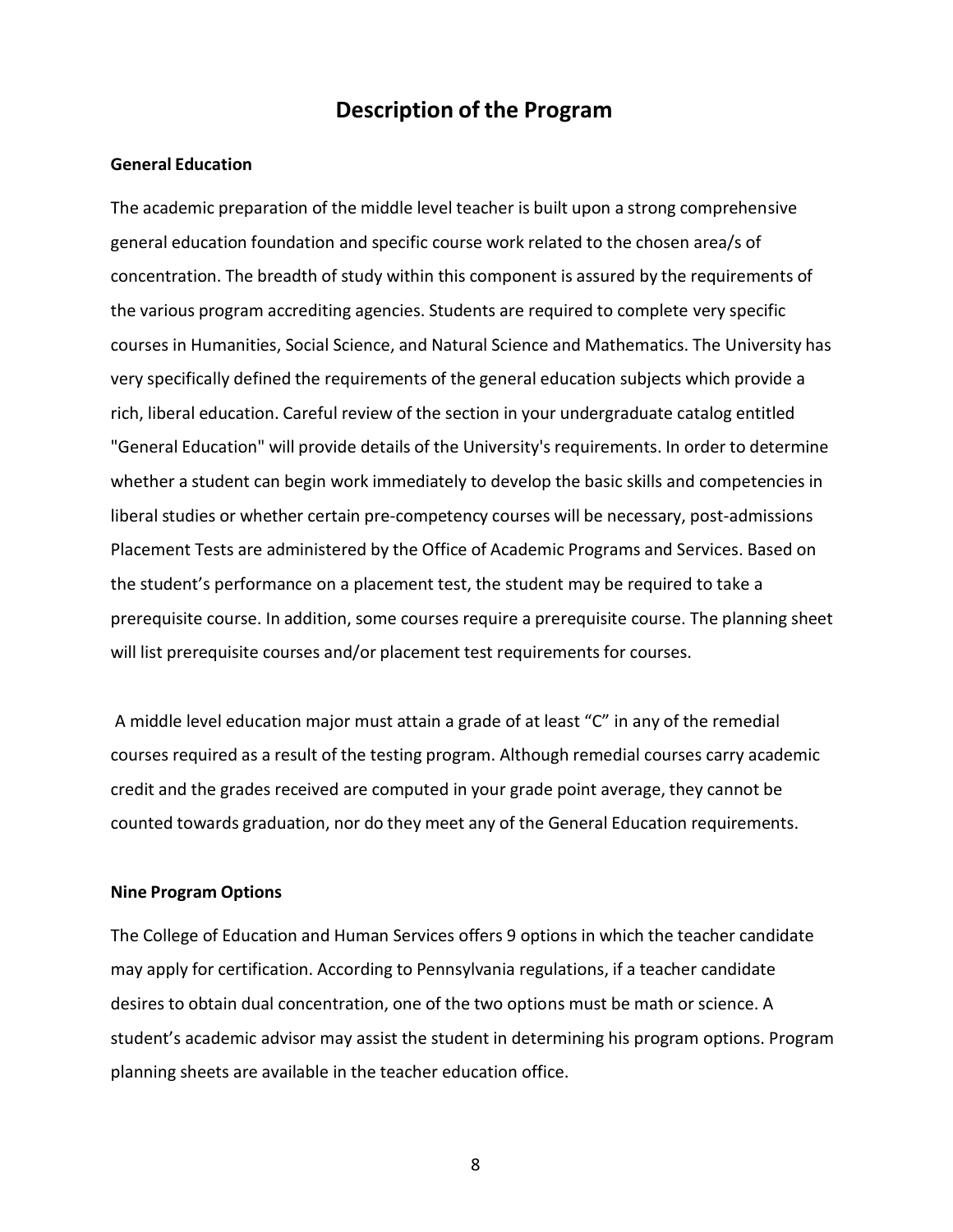# Description of the Program

### General Education

The academic preparation of the middle level teacher is built upon a strong comprehensive general education foundation and specific course work related to the chosen area/s of concentration. The breadth of study within this component is assured by the requirements of the various program accrediting agencies. Students are required to complete very specific courses in Humanities, Social Science, and Natural Science and Mathematics. The University has very specifically defined the requirements of the general education subjects which provide a rich, liberal education. Careful review of the section in your undergraduate catalog entitled "General Education" will provide details of the University's requirements. In order to determine whether a student can begin work immediately to develop the basic skills and competencies in liberal studies or whether certain pre-competency courses will be necessary, post-admissions Placement Tests are administered by the Office of Academic Programs and Services. Based on the student's performance on a placement test, the student may be required to take a prerequisite course. In addition, some courses require a prerequisite course. The planning sheet will list prerequisite courses and/or placement test requirements for courses.

A middle level education major must attain a grade of at least "C" in any of the remedial courses required as a result of the testing program. Although remedial courses carry academic credit and the grades received are computed in your grade point average, they cannot be counted towards graduation, nor do they meet any of the General Education requirements.

### Nine Program Options

The College of Education and Human Services offers 9 options in which the teacher candidate may apply for certification. According to Pennsylvania regulations, if a teacher candidate desires to obtain dual concentration, one of the two options must be math or science. A student's academic advisor may assist the student in determining his program options. Program planning sheets are available in the teacher education office.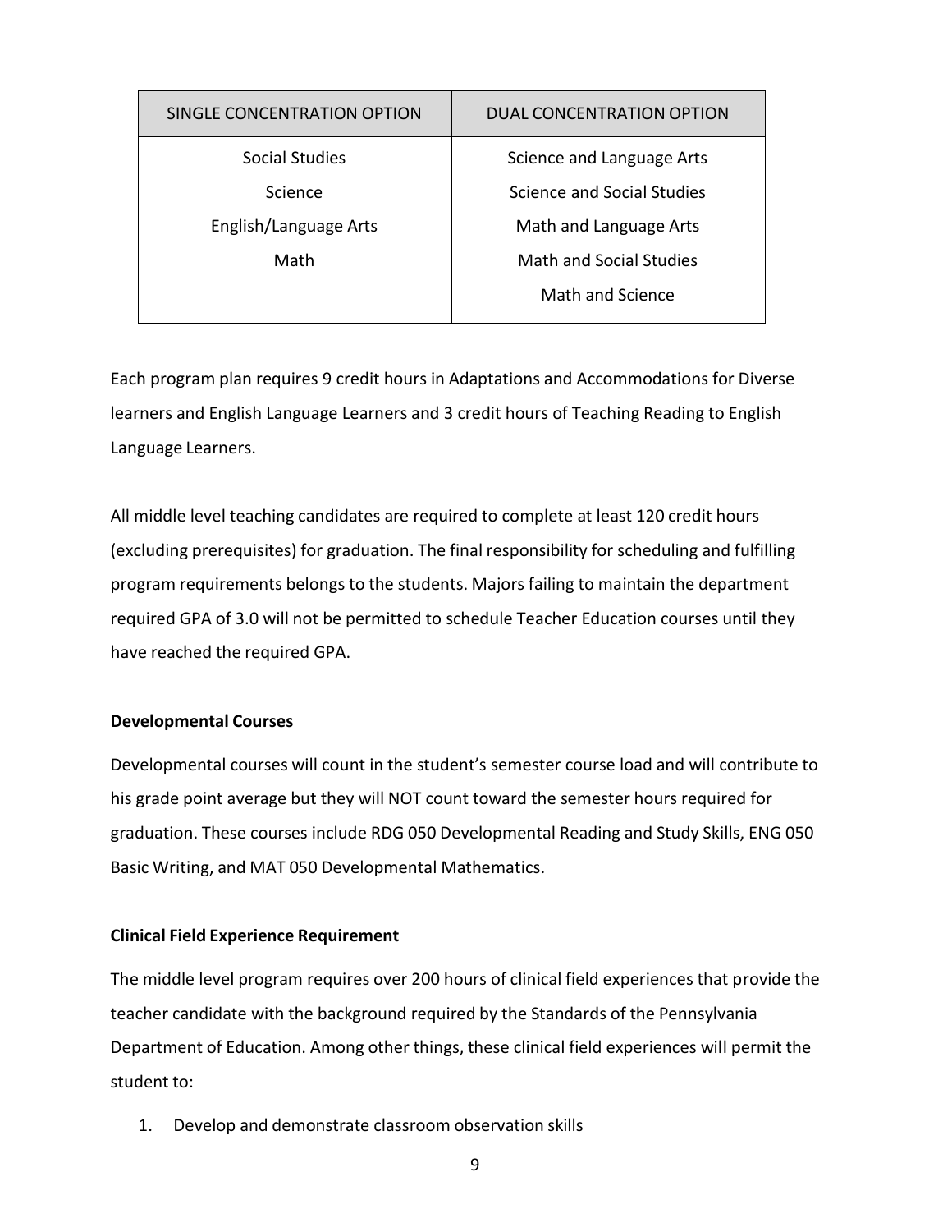| SINGLE CONCENTRATION OPTION | DUAL CONCENTRATION OPTION |
| --- | --- |
| Social Studies | Science and Language Arts |
| Science | Science and Social Studies |
| English/Language Arts | Math and Language Arts |
| Math | Math and Social Studies |
| | Math and Science |

Each program plan requires 9 credit hours in Adaptations and Accommodations for Diverse learners and English Language Learners and 3 credit hours of Teaching Reading to English Language Learners.

All middle level teaching candidates are required to complete at least 120 credit hours (excluding prerequisites) for graduation. The final responsibility for scheduling and fulfilling program requirements belongs to the students. Majors failing to maintain the department required GPA of 3.0 will not be permitted to schedule Teacher Education courses until they have reached the required GPA.

**Developmental Courses**

Developmental courses will count in the student's semester course load and will contribute to his grade point average but they will NOT count toward the semester hours required for graduation. These courses include RDG 050 Developmental Reading and Study Skills, ENG 050 Basic Writing, and MAT 050 Developmental Mathematics.

**Clinical Field Experience Requirement**

The middle level program requires over 200 hours of clinical field experiences that provide the teacher candidate with the background required by the Standards of the Pennsylvania Department of Education. Among other things, these clinical field experiences will permit the student to:

1. Develop and demonstrate classroom observation skills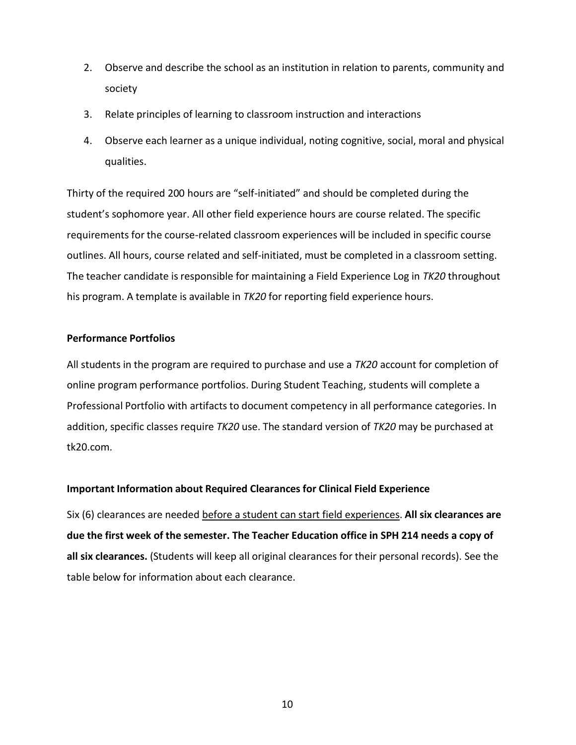2. Observe and describe the school as an institution in relation to parents, community and society
3. Relate principles of learning to classroom instruction and interactions
4. Observe each learner as a unique individual, noting cognitive, social, moral and physical qualities.

Thirty of the required 200 hours are "self-initiated" and should be completed during the student's sophomore year. All other field experience hours are course related. The specific requirements for the course-related classroom experiences will be included in specific course outlines. All hours, course related and self-initiated, must be completed in a classroom setting. The teacher candidate is responsible for maintaining a Field Experience Log in *TK20* throughout his program. A template is available in *TK20* for reporting field experience hours.

**Performance Portfolios**

All students in the program are required to purchase and use a *TK20* account for completion of online program performance portfolios. During Student Teaching, students will complete a Professional Portfolio with artifacts to document competency in all performance categories. In addition, specific classes require *TK20* use. The standard version of *TK20* may be purchased at tk20.com.

**Important Information about Required Clearances for Clinical Field Experience**

Six (6) clearances are needed <u>before a student can start field experiences</u>. **All six clearances are due the first week of the semester. The Teacher Education office in SPH 214 needs a copy of all six clearances.** (Students will keep all original clearances for their personal records). See the table below for information about each clearance.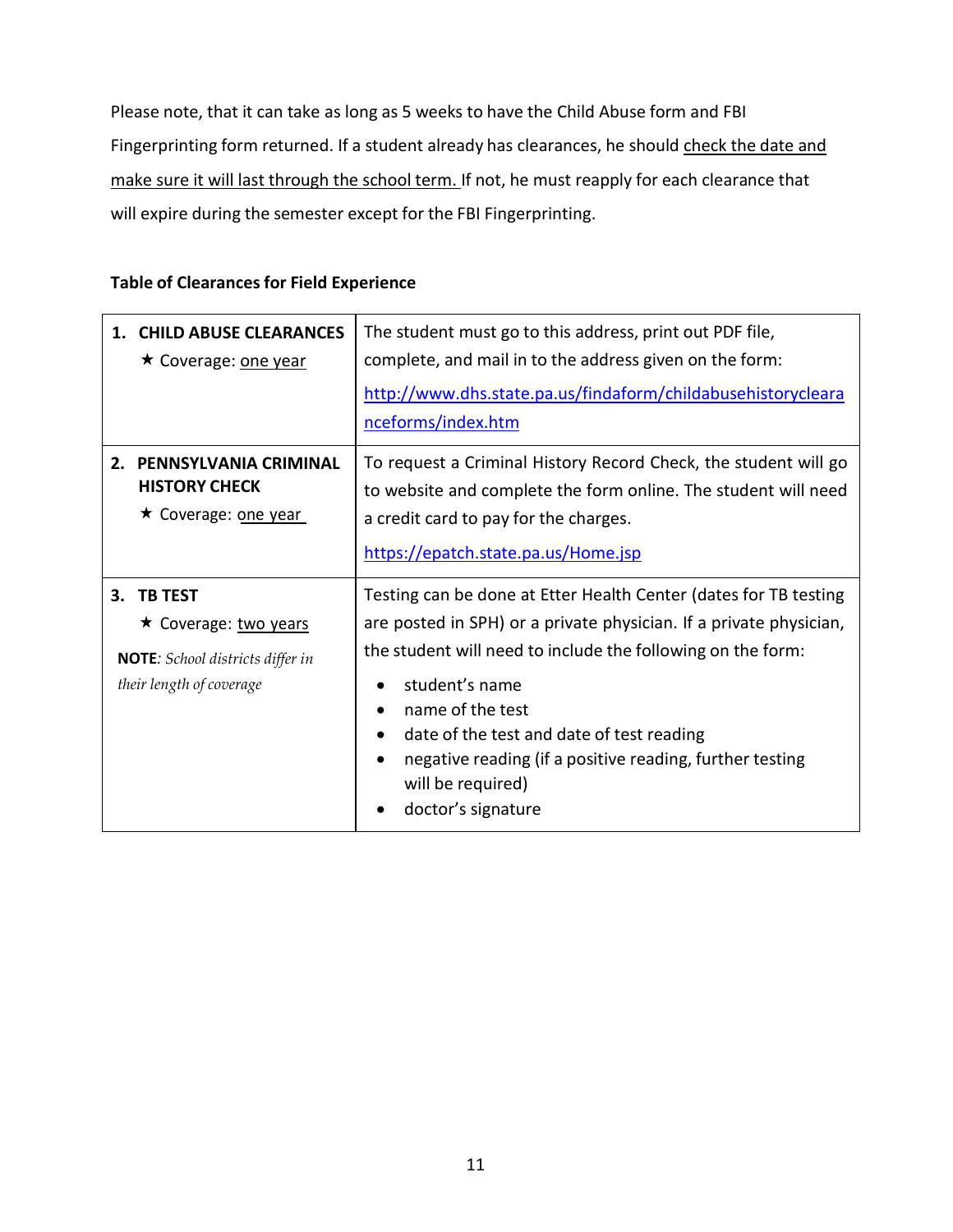Please note, that it can take as long as 5 weeks to have the Child Abuse form and FBI Fingerprinting form returned. If a student already has clearances, he should check the date and make sure it will last through the school term. If not, he must reapply for each clearance that will expire during the semester except for the FBI Fingerprinting.

**Table of Clearances for Field Experience**

| Clearance | Instructions |
|---|---|
| **1. CHILD ABUSE CLEARANCES**<br>★ Coverage: one year | The student must go to this address, print out PDF file, complete, and mail in to the address given on the form:<br>http://www.dhs.state.pa.us/findaform/childabusehistoryclearanceforms/index.htm |
| **2. PENNSYLVANIA CRIMINAL HISTORY CHECK**<br>★ Coverage: one year | To request a Criminal History Record Check, the student will go to website and complete the form online. The student will need a credit card to pay for the charges.<br>https://epatch.state.pa.us/Home.jsp |
| **3. TB TEST**<br>★ Coverage: two years<br>**NOTE**: *School districts differ in their length of coverage* | Testing can be done at Etter Health Center (dates for TB testing are posted in SPH) or a private physician. If a private physician, the student will need to include the following on the form:<br>• student's name<br>• name of the test<br>• date of the test and date of test reading<br>• negative reading (if a positive reading, further testing will be required)<br>• doctor's signature |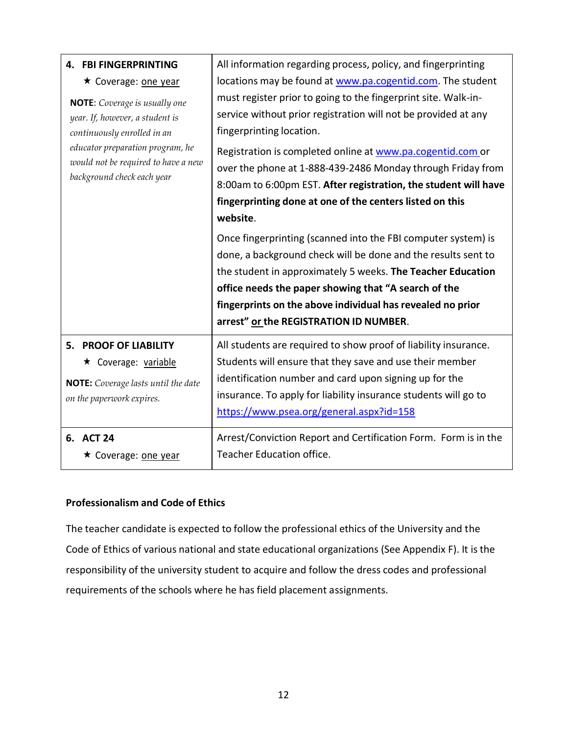| | |
|---|---|
| **4. FBI FINGERPRINTING**<br>★ Coverage: <u>one year</u><br>**NOTE**: *Coverage is usually one year. If, however, a student is continuously enrolled in an educator preparation program, he would not be required to have a new background check each year* | All information regarding process, policy, and fingerprinting locations may be found at [www.pa.cogentid.com](www.pa.cogentid.com). The student must register prior to going to the fingerprint site. Walk-in-service without prior registration will not be provided at any fingerprinting location.<br>Registration is completed online at [www.pa.cogentid.com](www.pa.cogentid.com) or over the phone at 1-888-439-2486 Monday through Friday from 8:00am to 6:00pm EST. **After registration, the student will have fingerprinting done at one of the centers listed on this website**.<br>Once fingerprinting (scanned into the FBI computer system) is done, a background check will be done and the results sent to the student in approximately 5 weeks. **The Teacher Education office needs the paper showing that "A search of the fingerprints on the above individual has revealed no prior arrest" <u>or</u> the REGISTRATION ID NUMBER**. |
| **5. PROOF OF LIABILITY**<br>★ Coverage: <u>variable</u><br>**NOTE:** *Coverage lasts until the date on the paperwork expires.* | All students are required to show proof of liability insurance. Students will ensure that they save and use their member identification number and card upon signing up for the insurance. To apply for liability insurance students will go to [https://www.psea.org/general.aspx?id=158](https://www.psea.org/general.aspx?id=158) |
| **6. ACT 24**<br>★ Coverage: <u>one year</u> | Arrest/Conviction Report and Certification Form. Form is in the Teacher Education office. |

**Professionalism and Code of Ethics**

The teacher candidate is expected to follow the professional ethics of the University and the Code of Ethics of various national and state educational organizations (See Appendix F). It is the responsibility of the university student to acquire and follow the dress codes and professional requirements of the schools where he has field placement assignments.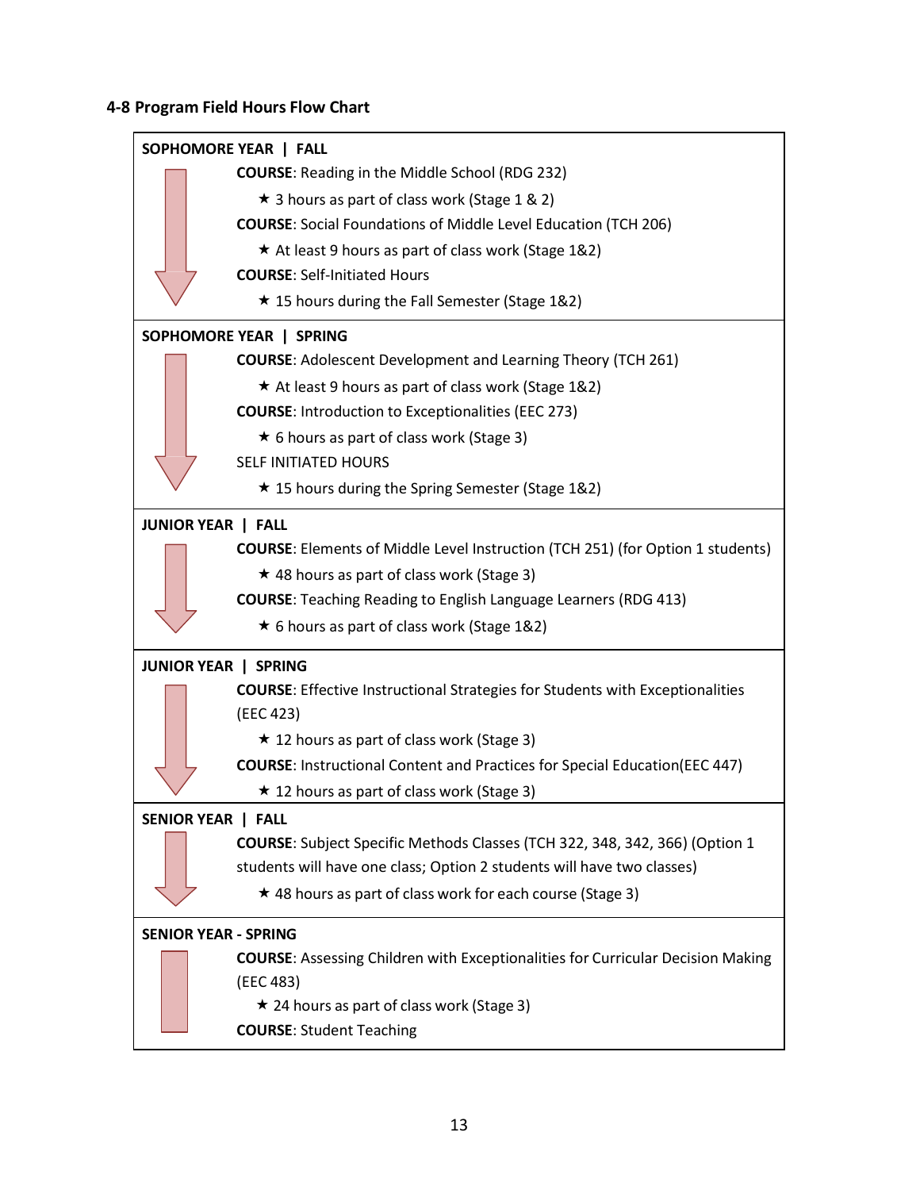**4-8 Program Field Hours Flow Chart**

**SOPHOMORE YEAR | FALL**

**COURSE**: Reading in the Middle School (RDG 232)

- ★ 3 hours as part of class work (Stage 1 & 2)

**COURSE**: Social Foundations of Middle Level Education (TCH 206)

- ★ At least 9 hours as part of class work (Stage 1&2)

**COURSE**: Self-Initiated Hours

- ★ 15 hours during the Fall Semester (Stage 1&2)

**SOPHOMORE YEAR | SPRING**

**COURSE**: Adolescent Development and Learning Theory (TCH 261)

- ★ At least 9 hours as part of class work (Stage 1&2)

**COURSE**: Introduction to Exceptionalities (EEC 273)

- ★ 6 hours as part of class work (Stage 3)

SELF INITIATED HOURS

- ★ 15 hours during the Spring Semester (Stage 1&2)

**JUNIOR YEAR | FALL**

**COURSE**: Elements of Middle Level Instruction (TCH 251) (for Option 1 students)

- ★ 48 hours as part of class work (Stage 3)

**COURSE**: Teaching Reading to English Language Learners (RDG 413)

- ★ 6 hours as part of class work (Stage 1&2)

**JUNIOR YEAR | SPRING**

**COURSE**: Effective Instructional Strategies for Students with Exceptionalities (EEC 423)

- ★ 12 hours as part of class work (Stage 3)

**COURSE**: Instructional Content and Practices for Special Education(EEC 447)

- ★ 12 hours as part of class work (Stage 3)

**SENIOR YEAR | FALL**

**COURSE**: Subject Specific Methods Classes (TCH 322, 348, 342, 366) (Option 1 students will have one class; Option 2 students will have two classes)

- ★ 48 hours as part of class work for each course (Stage 3)

**SENIOR YEAR - SPRING**

**COURSE**: Assessing Children with Exceptionalities for Curricular Decision Making (EEC 483)

- ★ 24 hours as part of class work (Stage 3)

**COURSE**: Student Teaching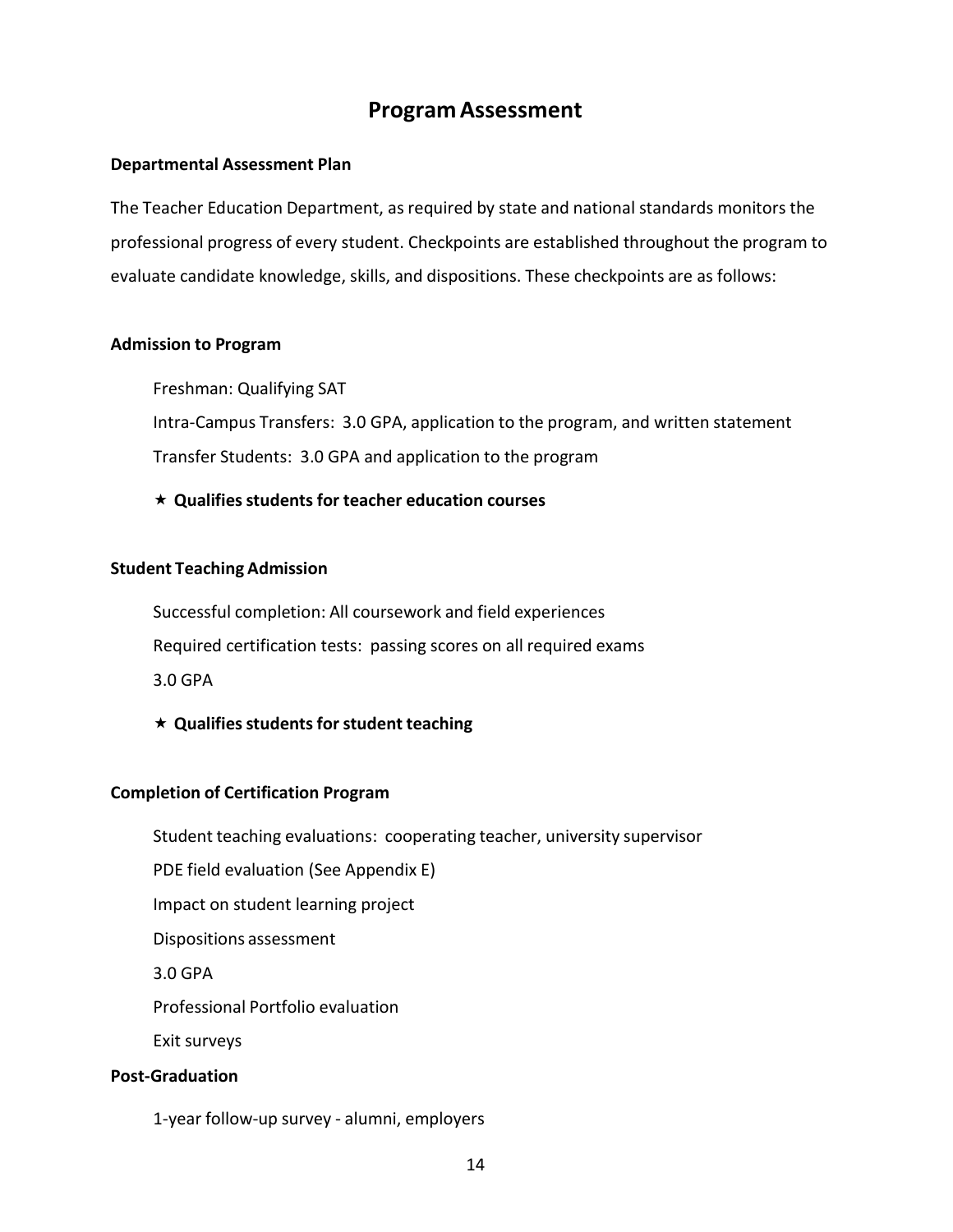# Program Assessment

### Departmental Assessment Plan

The Teacher Education Department, as required by state and national standards monitors the professional progress of every student. Checkpoints are established throughout the program to evaluate candidate knowledge, skills, and dispositions. These checkpoints are as follows:

### Admission to Program

Freshman: Qualifying SAT

Intra-Campus Transfers: 3.0 GPA, application to the program, and written statement

Transfer Students: 3.0 GPA and application to the program

★ **Qualifies students for teacher education courses**

### Student Teaching Admission

Successful completion: All coursework and field experiences

Required certification tests: passing scores on all required exams

3.0 GPA

★ **Qualifies students for student teaching**

### Completion of Certification Program

Student teaching evaluations: cooperating teacher, university supervisor

PDE field evaluation (See Appendix E)

Impact on student learning project

Dispositions assessment

3.0 GPA

Professional Portfolio evaluation

Exit surveys

### Post-Graduation

1-year follow-up survey - alumni, employers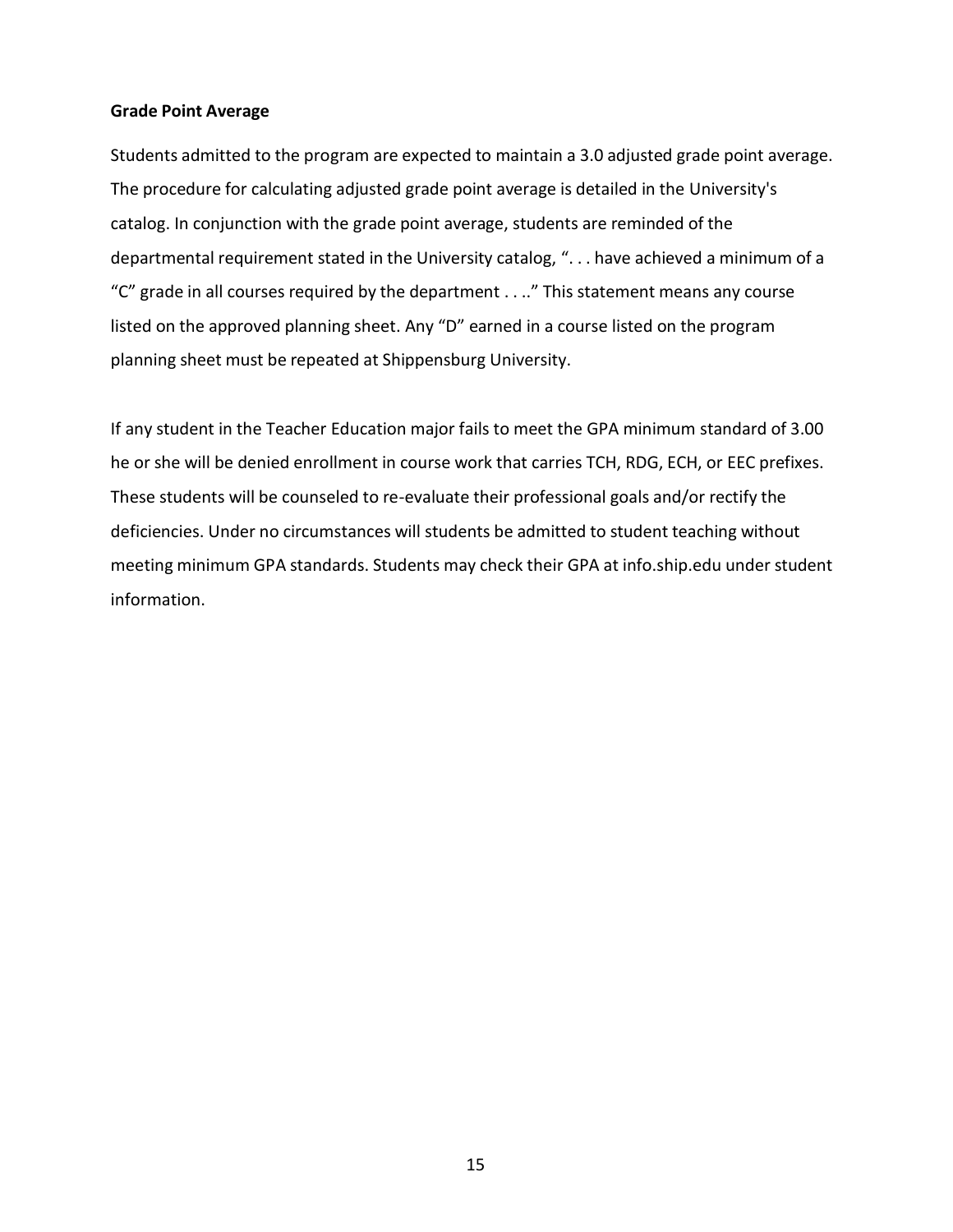**Grade Point Average**

Students admitted to the program are expected to maintain a 3.0 adjusted grade point average. The procedure for calculating adjusted grade point average is detailed in the University's catalog. In conjunction with the grade point average, students are reminded of the departmental requirement stated in the University catalog, ". . . have achieved a minimum of a "C" grade in all courses required by the department . . .." This statement means any course listed on the approved planning sheet. Any "D" earned in a course listed on the program planning sheet must be repeated at Shippensburg University.

If any student in the Teacher Education major fails to meet the GPA minimum standard of 3.00 he or she will be denied enrollment in course work that carries TCH, RDG, ECH, or EEC prefixes. These students will be counseled to re-evaluate their professional goals and/or rectify the deficiencies. Under no circumstances will students be admitted to student teaching without meeting minimum GPA standards. Students may check their GPA at info.ship.edu under student information.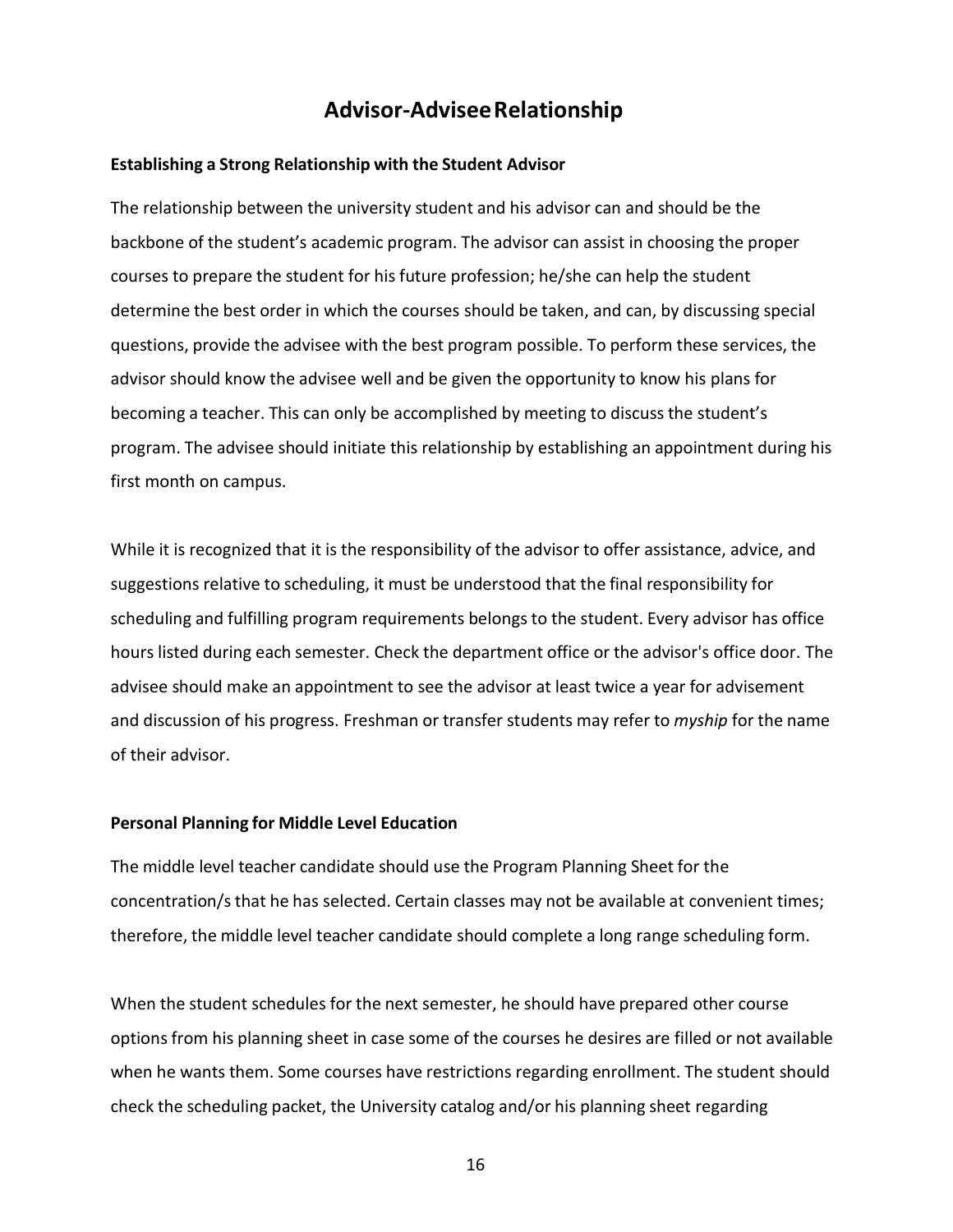# Advisor-Advisee Relationship

**Establishing a Strong Relationship with the Student Advisor**

The relationship between the university student and his advisor can and should be the backbone of the student's academic program. The advisor can assist in choosing the proper courses to prepare the student for his future profession; he/she can help the student determine the best order in which the courses should be taken, and can, by discussing special questions, provide the advisee with the best program possible. To perform these services, the advisor should know the advisee well and be given the opportunity to know his plans for becoming a teacher. This can only be accomplished by meeting to discuss the student's program. The advisee should initiate this relationship by establishing an appointment during his first month on campus.

While it is recognized that it is the responsibility of the advisor to offer assistance, advice, and suggestions relative to scheduling, it must be understood that the final responsibility for scheduling and fulfilling program requirements belongs to the student. Every advisor has office hours listed during each semester. Check the department office or the advisor's office door. The advisee should make an appointment to see the advisor at least twice a year for advisement and discussion of his progress. Freshman or transfer students may refer to *myship* for the name of their advisor.

**Personal Planning for Middle Level Education**

The middle level teacher candidate should use the Program Planning Sheet for the concentration/s that he has selected. Certain classes may not be available at convenient times; therefore, the middle level teacher candidate should complete a long range scheduling form.

When the student schedules for the next semester, he should have prepared other course options from his planning sheet in case some of the courses he desires are filled or not available when he wants them. Some courses have restrictions regarding enrollment. The student should check the scheduling packet, the University catalog and/or his planning sheet regarding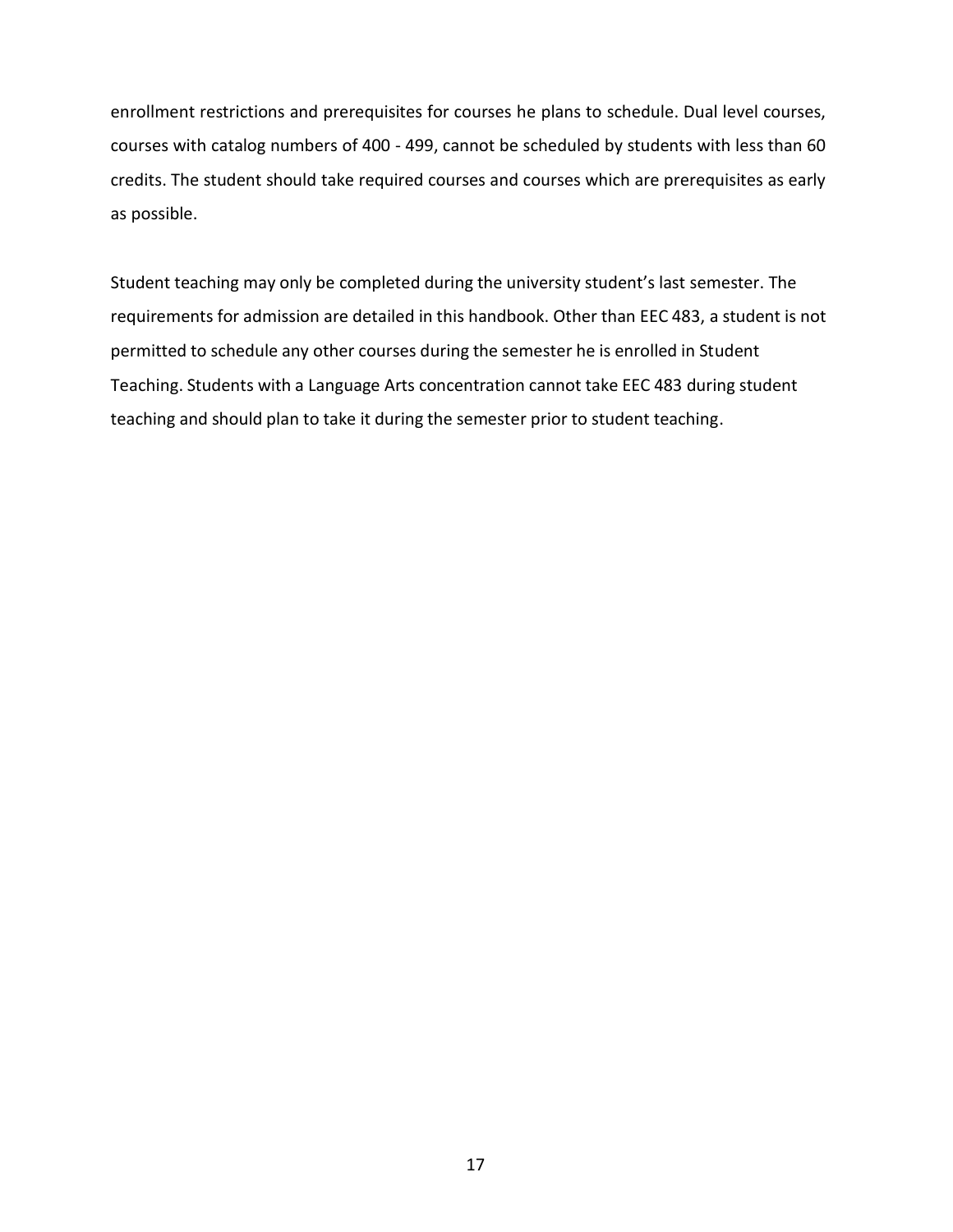enrollment restrictions and prerequisites for courses he plans to schedule. Dual level courses, courses with catalog numbers of 400 - 499, cannot be scheduled by students with less than 60 credits. The student should take required courses and courses which are prerequisites as early as possible.

Student teaching may only be completed during the university student's last semester. The requirements for admission are detailed in this handbook. Other than EEC 483, a student is not permitted to schedule any other courses during the semester he is enrolled in Student Teaching. Students with a Language Arts concentration cannot take EEC 483 during student teaching and should plan to take it during the semester prior to student teaching.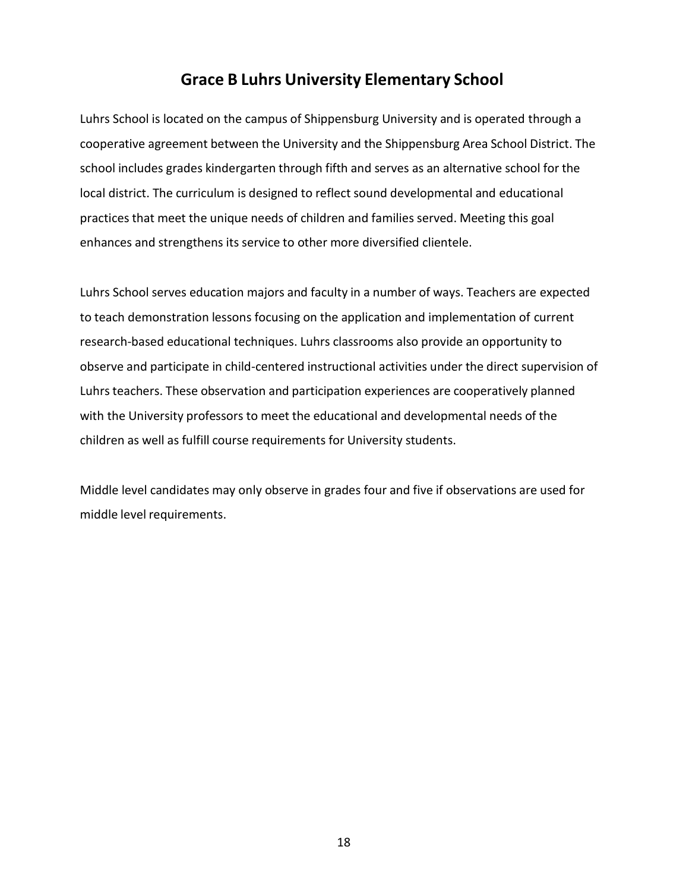# Grace B Luhrs University Elementary School

Luhrs School is located on the campus of Shippensburg University and is operated through a cooperative agreement between the University and the Shippensburg Area School District. The school includes grades kindergarten through fifth and serves as an alternative school for the local district. The curriculum is designed to reflect sound developmental and educational practices that meet the unique needs of children and families served. Meeting this goal enhances and strengthens its service to other more diversified clientele.

Luhrs School serves education majors and faculty in a number of ways. Teachers are expected to teach demonstration lessons focusing on the application and implementation of current research-based educational techniques. Luhrs classrooms also provide an opportunity to observe and participate in child-centered instructional activities under the direct supervision of Luhrs teachers. These observation and participation experiences are cooperatively planned with the University professors to meet the educational and developmental needs of the children as well as fulfill course requirements for University students.

Middle level candidates may only observe in grades four and five if observations are used for middle level requirements.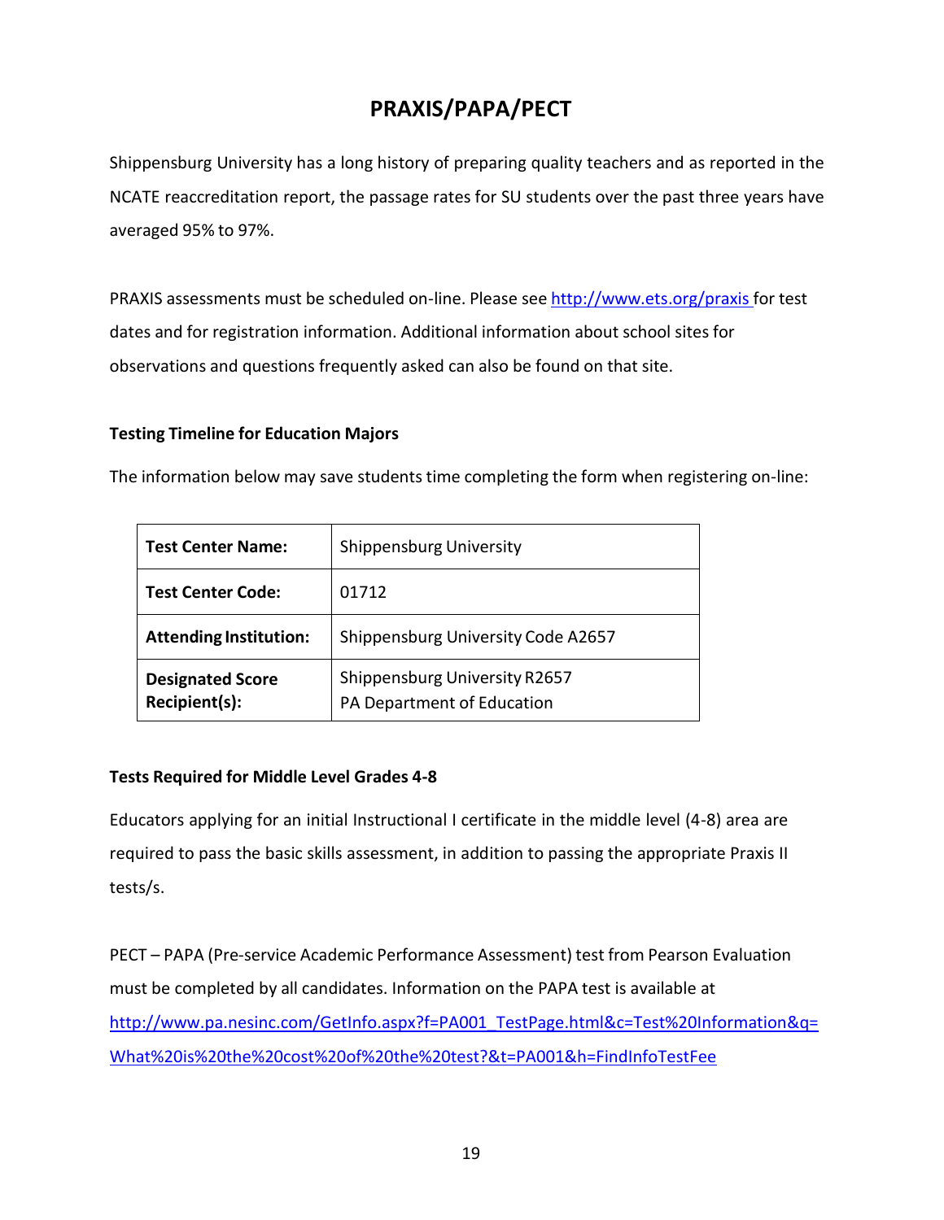# PRAXIS/PAPA/PECT

Shippensburg University has a long history of preparing quality teachers and as reported in the NCATE reaccreditation report, the passage rates for SU students over the past three years have averaged 95% to 97%.

PRAXIS assessments must be scheduled on-line. Please see http://www.ets.org/praxis for test dates and for registration information. Additional information about school sites for observations and questions frequently asked can also be found on that site.

**Testing Timeline for Education Majors**

The information below may save students time completing the form when registering on-line:

| **Test Center Name:** | Shippensburg University |
|---|---|
| **Test Center Code:** | 01712 |
| **Attending Institution:** | Shippensburg University Code A2657 |
| **Designated Score Recipient(s):** | Shippensburg University R2657<br>PA Department of Education |

**Tests Required for Middle Level Grades 4-8**

Educators applying for an initial Instructional I certificate in the middle level (4-8) area are required to pass the basic skills assessment, in addition to passing the appropriate Praxis II tests/s.

PECT – PAPA (Pre-service Academic Performance Assessment) test from Pearson Evaluation must be completed by all candidates. Information on the PAPA test is available at http://www.pa.nesinc.com/GetInfo.aspx?f=PA001_TestPage.html&c=Test%20Information&q=What%20is%20the%20cost%20of%20the%20test?&t=PA001&h=FindInfoTestFee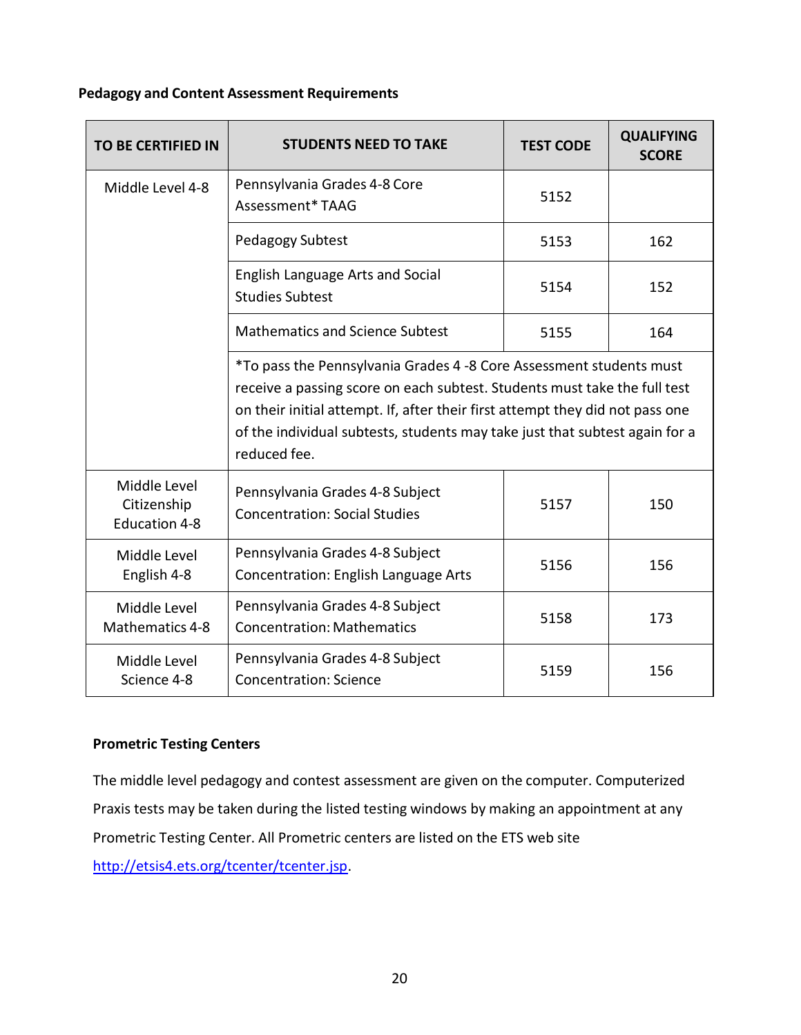**Pedagogy and Content Assessment Requirements**

| TO BE CERTIFIED IN | STUDENTS NEED TO TAKE | TEST CODE | QUALIFYING SCORE |
|---|---|---|---|
| Middle Level 4-8 | Pennsylvania Grades 4-8 Core Assessment* TAAG | 5152 | |
| | Pedagogy Subtest | 5153 | 162 |
| | English Language Arts and Social Studies Subtest | 5154 | 152 |
| | Mathematics and Science Subtest | 5155 | 164 |
| | *To pass the Pennsylvania Grades 4 -8 Core Assessment students must receive a passing score on each subtest. Students must take the full test on their initial attempt. If, after their first attempt they did not pass one of the individual subtests, students may take just that subtest again for a reduced fee. | | |
| Middle Level Citizenship Education 4-8 | Pennsylvania Grades 4-8 Subject Concentration: Social Studies | 5157 | 150 |
| Middle Level English 4-8 | Pennsylvania Grades 4-8 Subject Concentration: English Language Arts | 5156 | 156 |
| Middle Level Mathematics 4-8 | Pennsylvania Grades 4-8 Subject Concentration: Mathematics | 5158 | 173 |
| Middle Level Science 4-8 | Pennsylvania Grades 4-8 Subject Concentration: Science | 5159 | 156 |

**Prometric Testing Centers**

The middle level pedagogy and contest assessment are given on the computer. Computerized Praxis tests may be taken during the listed testing windows by making an appointment at any Prometric Testing Center. All Prometric centers are listed on the ETS web site [http://etsis4.ets.org/tcenter/tcenter.jsp](http://etsis4.ets.org/tcenter/tcenter.jsp).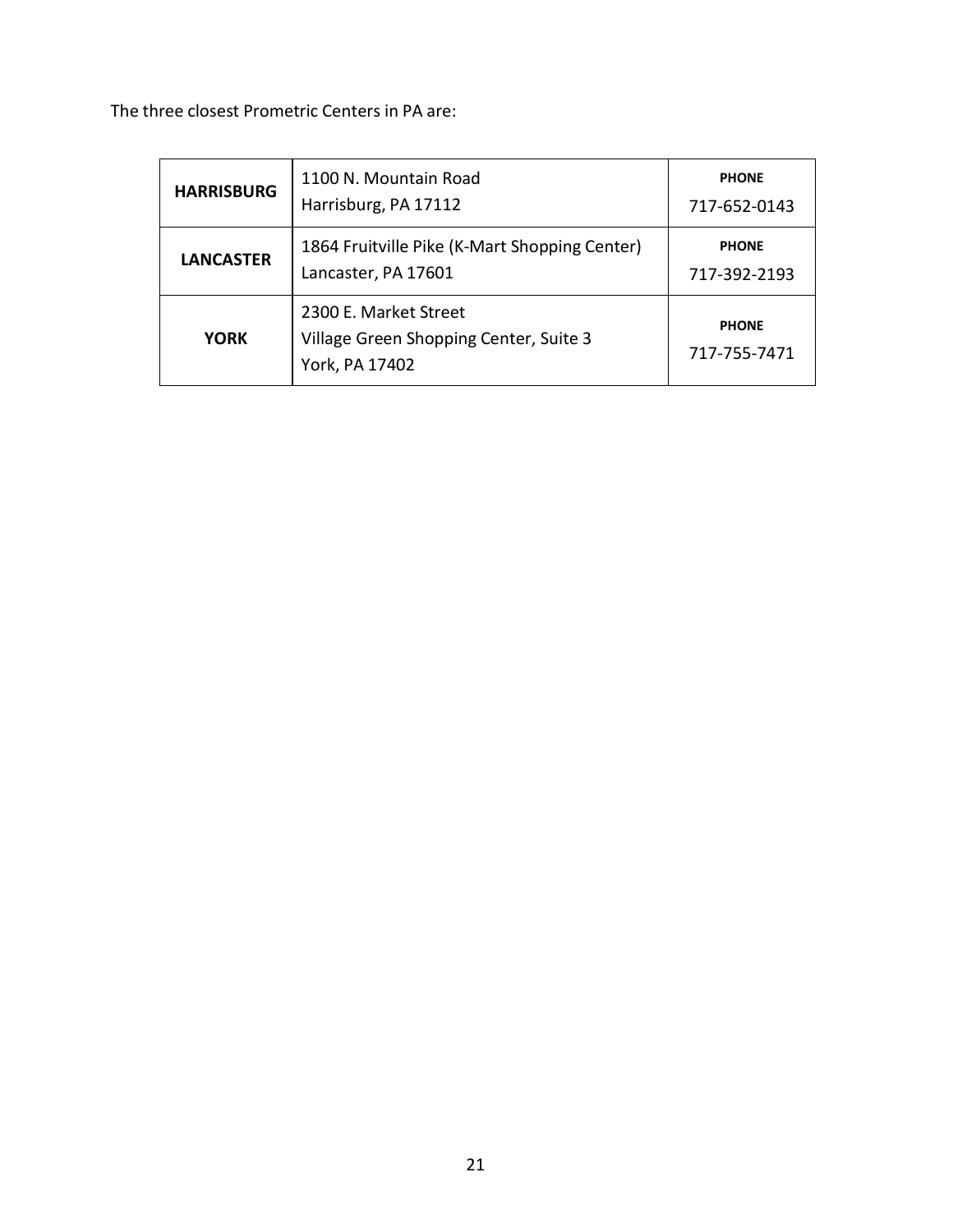The three closest Prometric Centers in PA are:

| | | |
|---|---|---|
| **HARRISBURG** | 1100 N. Mountain Road<br>Harrisburg, PA 17112 | **PHONE**<br>717-652-0143 |
| **LANCASTER** | 1864 Fruitville Pike (K-Mart Shopping Center)<br>Lancaster, PA 17601 | **PHONE**<br>717-392-2193 |
| **YORK** | 2300 E. Market Street<br>Village Green Shopping Center, Suite 3<br>York, PA 17402 | **PHONE**<br>717-755-7471 |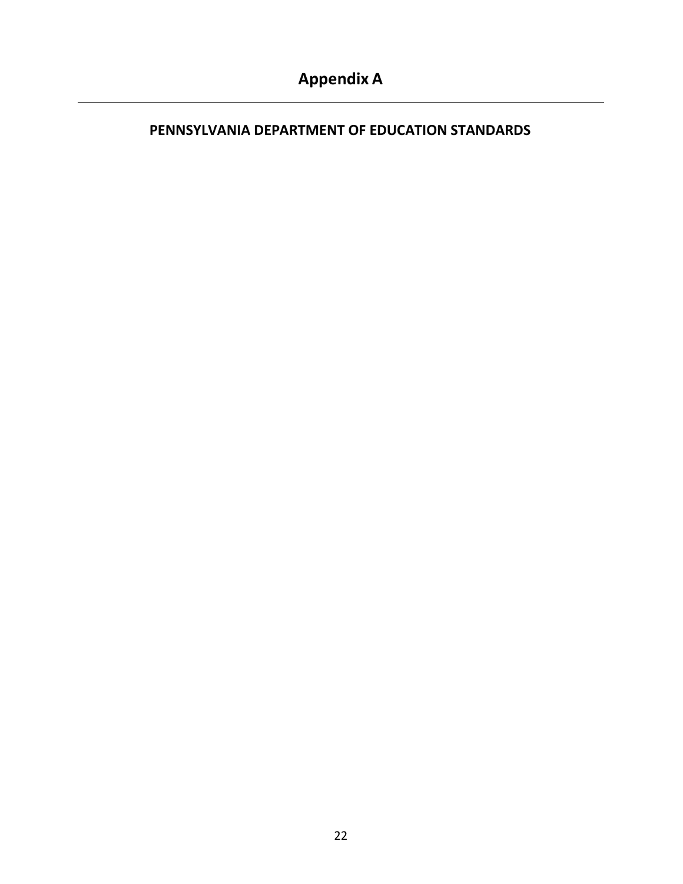# Appendix A

---

## PENNSYLVANIA DEPARTMENT OF EDUCATION STANDARDS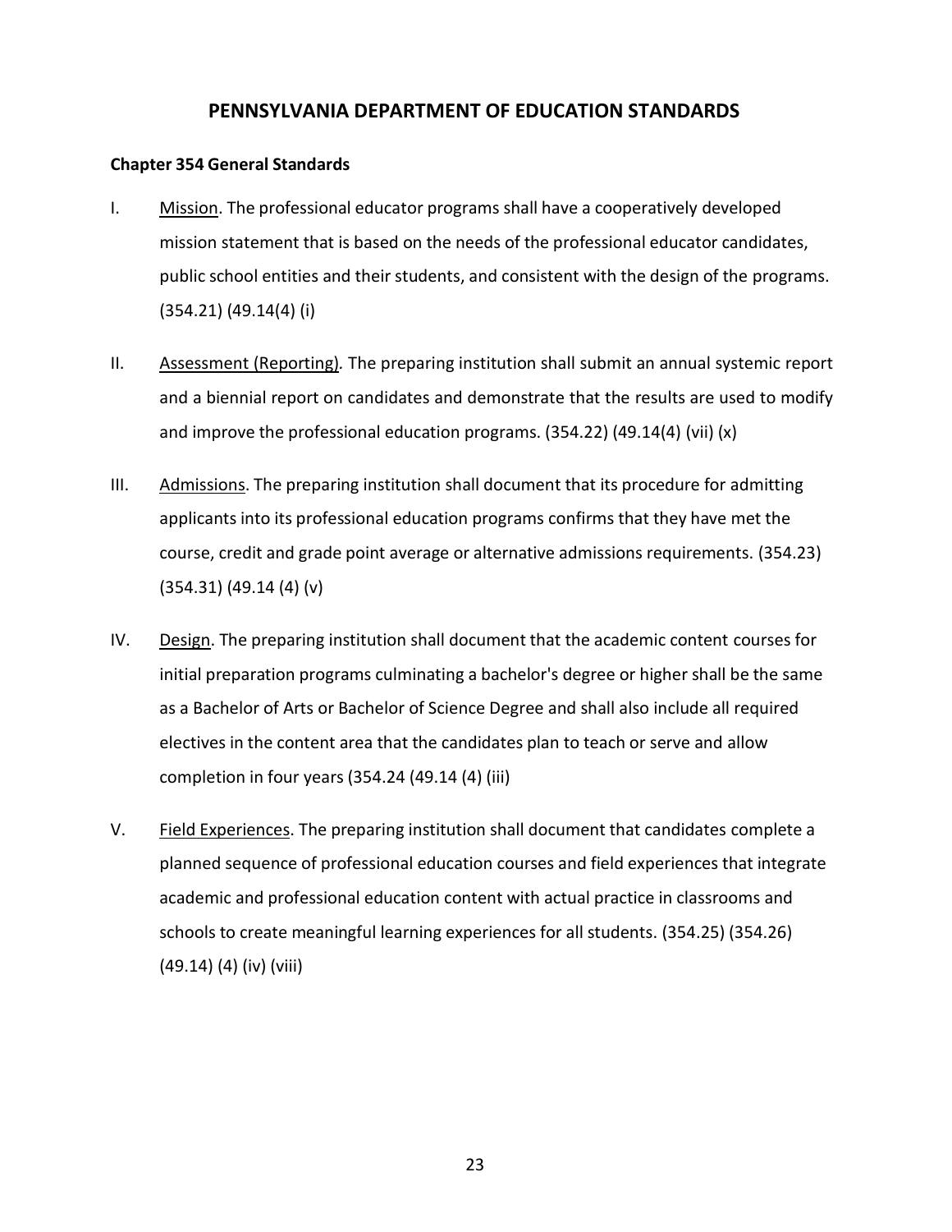## PENNSYLVANIA DEPARTMENT OF EDUCATION STANDARDS

**Chapter 354 General Standards**

I. Mission. The professional educator programs shall have a cooperatively developed mission statement that is based on the needs of the professional educator candidates, public school entities and their students, and consistent with the design of the programs. (354.21) (49.14(4) (i)

II. Assessment (Reporting). The preparing institution shall submit an annual systemic report and a biennial report on candidates and demonstrate that the results are used to modify and improve the professional education programs. (354.22) (49.14(4) (vii) (x)

III. Admissions. The preparing institution shall document that its procedure for admitting applicants into its professional education programs confirms that they have met the course, credit and grade point average or alternative admissions requirements. (354.23) (354.31) (49.14 (4) (v)

IV. Design. The preparing institution shall document that the academic content courses for initial preparation programs culminating a bachelor's degree or higher shall be the same as a Bachelor of Arts or Bachelor of Science Degree and shall also include all required electives in the content area that the candidates plan to teach or serve and allow completion in four years (354.24 (49.14 (4) (iii)

V. Field Experiences. The preparing institution shall document that candidates complete a planned sequence of professional education courses and field experiences that integrate academic and professional education content with actual practice in classrooms and schools to create meaningful learning experiences for all students. (354.25) (354.26) (49.14) (4) (iv) (viii)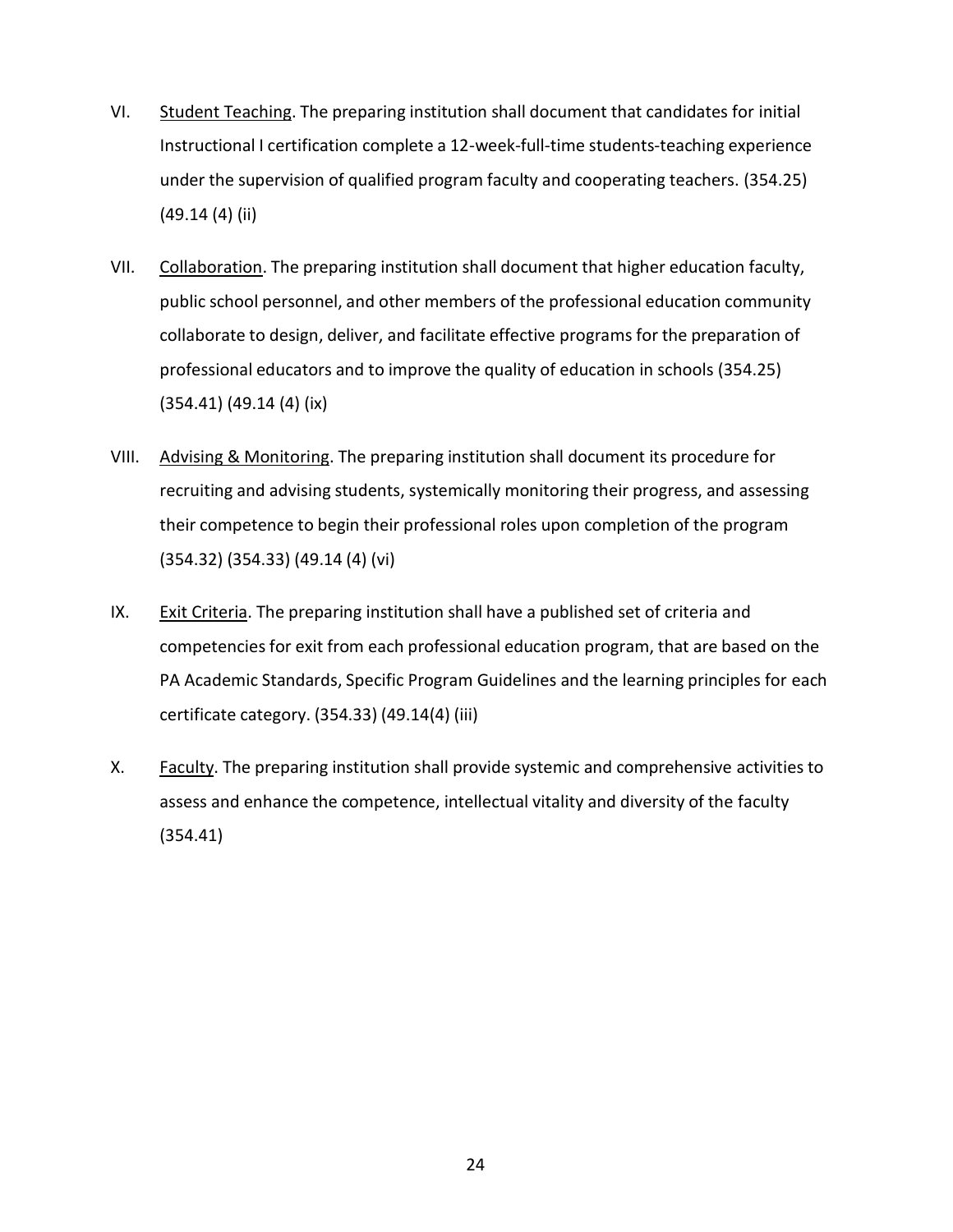VI. Student Teaching. The preparing institution shall document that candidates for initial Instructional I certification complete a 12-week-full-time students-teaching experience under the supervision of qualified program faculty and cooperating teachers. (354.25) (49.14 (4) (ii)

VII. Collaboration. The preparing institution shall document that higher education faculty, public school personnel, and other members of the professional education community collaborate to design, deliver, and facilitate effective programs for the preparation of professional educators and to improve the quality of education in schools (354.25) (354.41) (49.14 (4) (ix)

VIII. Advising & Monitoring. The preparing institution shall document its procedure for recruiting and advising students, systemically monitoring their progress, and assessing their competence to begin their professional roles upon completion of the program (354.32) (354.33) (49.14 (4) (vi)

IX. Exit Criteria. The preparing institution shall have a published set of criteria and competencies for exit from each professional education program, that are based on the PA Academic Standards, Specific Program Guidelines and the learning principles for each certificate category. (354.33) (49.14(4) (iii)

X. Faculty. The preparing institution shall provide systemic and comprehensive activities to assess and enhance the competence, intellectual vitality and diversity of the faculty (354.41)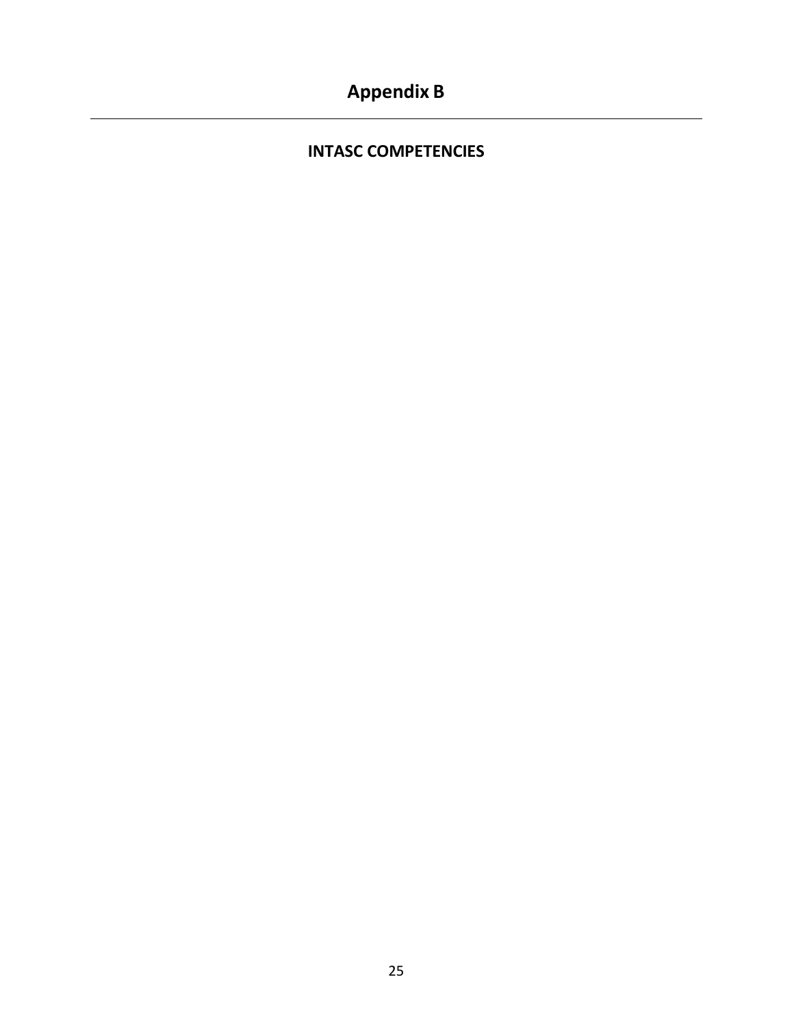# Appendix B

---

## INTASC COMPETENCIES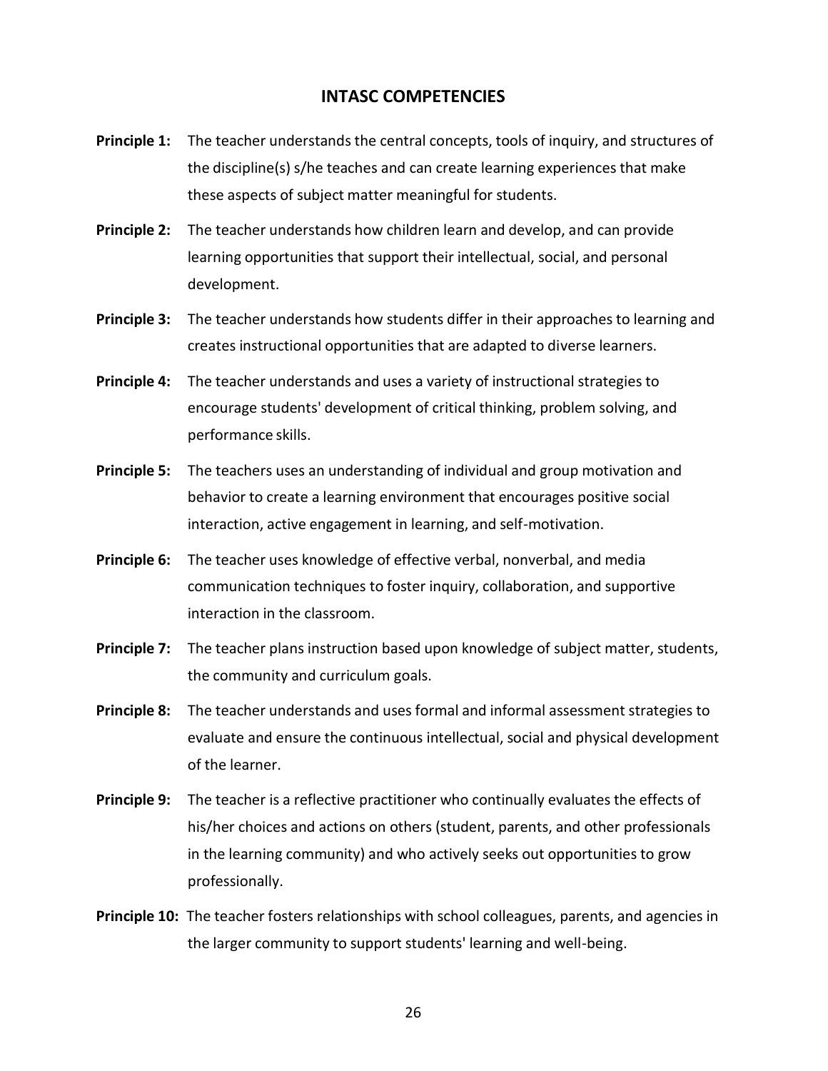## INTASC COMPETENCIES

**Principle 1:** The teacher understands the central concepts, tools of inquiry, and structures of the discipline(s) s/he teaches and can create learning experiences that make these aspects of subject matter meaningful for students.

**Principle 2:** The teacher understands how children learn and develop, and can provide learning opportunities that support their intellectual, social, and personal development.

**Principle 3:** The teacher understands how students differ in their approaches to learning and creates instructional opportunities that are adapted to diverse learners.

**Principle 4:** The teacher understands and uses a variety of instructional strategies to encourage students' development of critical thinking, problem solving, and performance skills.

**Principle 5:** The teachers uses an understanding of individual and group motivation and behavior to create a learning environment that encourages positive social interaction, active engagement in learning, and self-motivation.

**Principle 6:** The teacher uses knowledge of effective verbal, nonverbal, and media communication techniques to foster inquiry, collaboration, and supportive interaction in the classroom.

**Principle 7:** The teacher plans instruction based upon knowledge of subject matter, students, the community and curriculum goals.

**Principle 8:** The teacher understands and uses formal and informal assessment strategies to evaluate and ensure the continuous intellectual, social and physical development of the learner.

**Principle 9:** The teacher is a reflective practitioner who continually evaluates the effects of his/her choices and actions on others (student, parents, and other professionals in the learning community) and who actively seeks out opportunities to grow professionally.

**Principle 10:** The teacher fosters relationships with school colleagues, parents, and agencies in the larger community to support students' learning and well-being.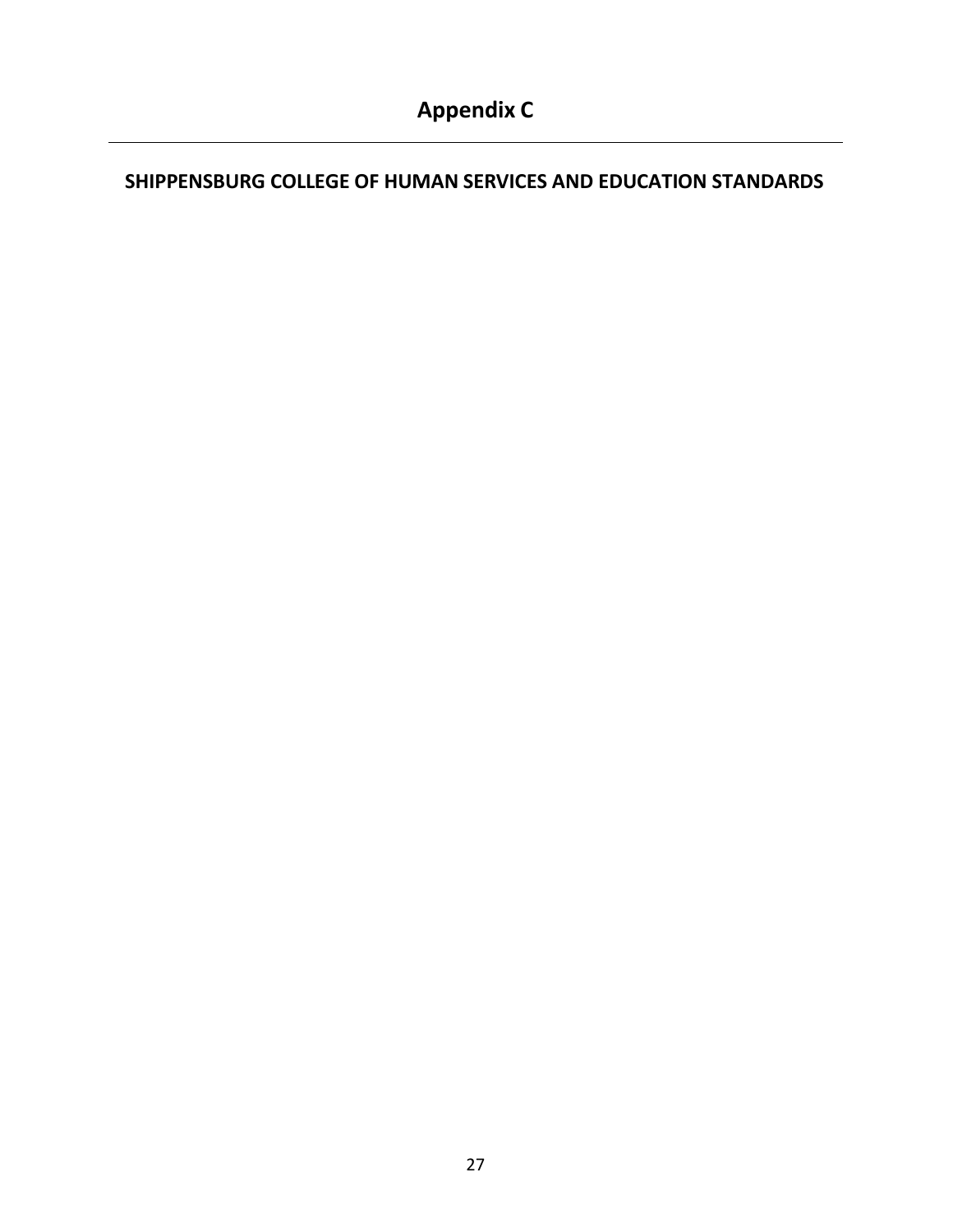# Appendix C

---

## SHIPPENSBURG COLLEGE OF HUMAN SERVICES AND EDUCATION STANDARDS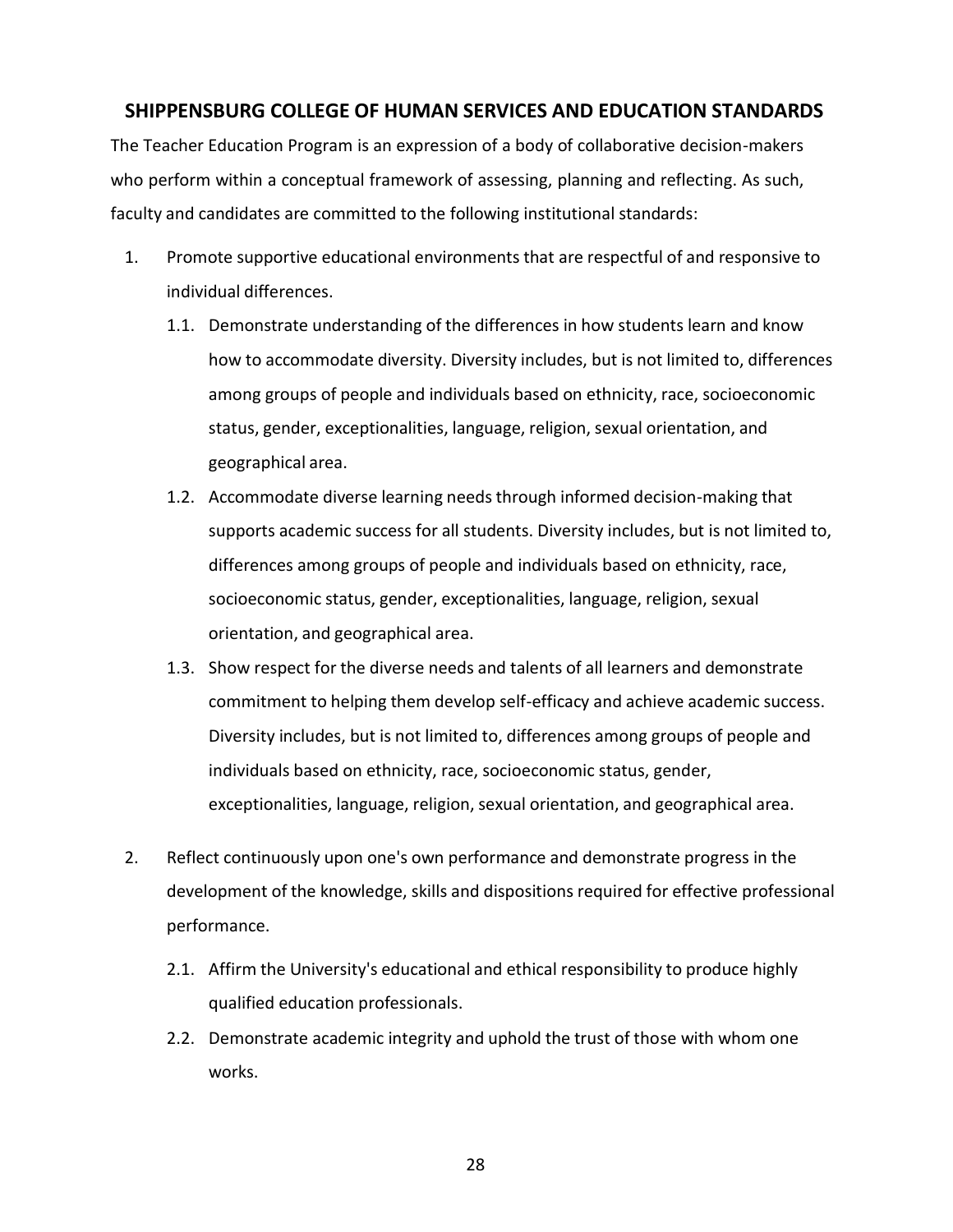## SHIPPENSBURG COLLEGE OF HUMAN SERVICES AND EDUCATION STANDARDS

The Teacher Education Program is an expression of a body of collaborative decision-makers who perform within a conceptual framework of assessing, planning and reflecting. As such, faculty and candidates are committed to the following institutional standards:

1. Promote supportive educational environments that are respectful of and responsive to individual differences.
   - 1.1. Demonstrate understanding of the differences in how students learn and know how to accommodate diversity. Diversity includes, but is not limited to, differences among groups of people and individuals based on ethnicity, race, socioeconomic status, gender, exceptionalities, language, religion, sexual orientation, and geographical area.
   - 1.2. Accommodate diverse learning needs through informed decision-making that supports academic success for all students. Diversity includes, but is not limited to, differences among groups of people and individuals based on ethnicity, race, socioeconomic status, gender, exceptionalities, language, religion, sexual orientation, and geographical area.
   - 1.3. Show respect for the diverse needs and talents of all learners and demonstrate commitment to helping them develop self-efficacy and achieve academic success. Diversity includes, but is not limited to, differences among groups of people and individuals based on ethnicity, race, socioeconomic status, gender, exceptionalities, language, religion, sexual orientation, and geographical area.

2. Reflect continuously upon one's own performance and demonstrate progress in the development of the knowledge, skills and dispositions required for effective professional performance.
   - 2.1. Affirm the University's educational and ethical responsibility to produce highly qualified education professionals.
   - 2.2. Demonstrate academic integrity and uphold the trust of those with whom one works.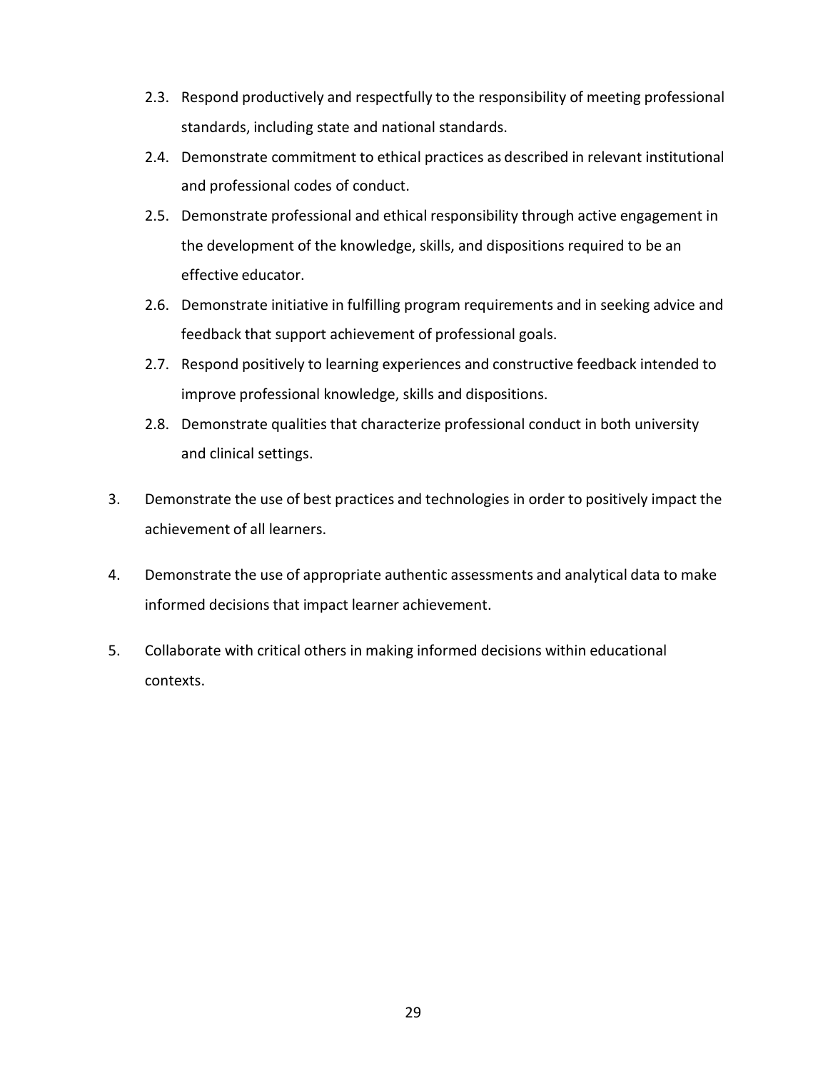2.3. Respond productively and respectfully to the responsibility of meeting professional standards, including state and national standards.

   2.4. Demonstrate commitment to ethical practices as described in relevant institutional and professional codes of conduct.

   2.5. Demonstrate professional and ethical responsibility through active engagement in the development of the knowledge, skills, and dispositions required to be an effective educator.

   2.6. Demonstrate initiative in fulfilling program requirements and in seeking advice and feedback that support achievement of professional goals.

   2.7. Respond positively to learning experiences and constructive feedback intended to improve professional knowledge, skills and dispositions.

   2.8. Demonstrate qualities that characterize professional conduct in both university and clinical settings.

3. Demonstrate the use of best practices and technologies in order to positively impact the achievement of all learners.

4. Demonstrate the use of appropriate authentic assessments and analytical data to make informed decisions that impact learner achievement.

5. Collaborate with critical others in making informed decisions within educational contexts.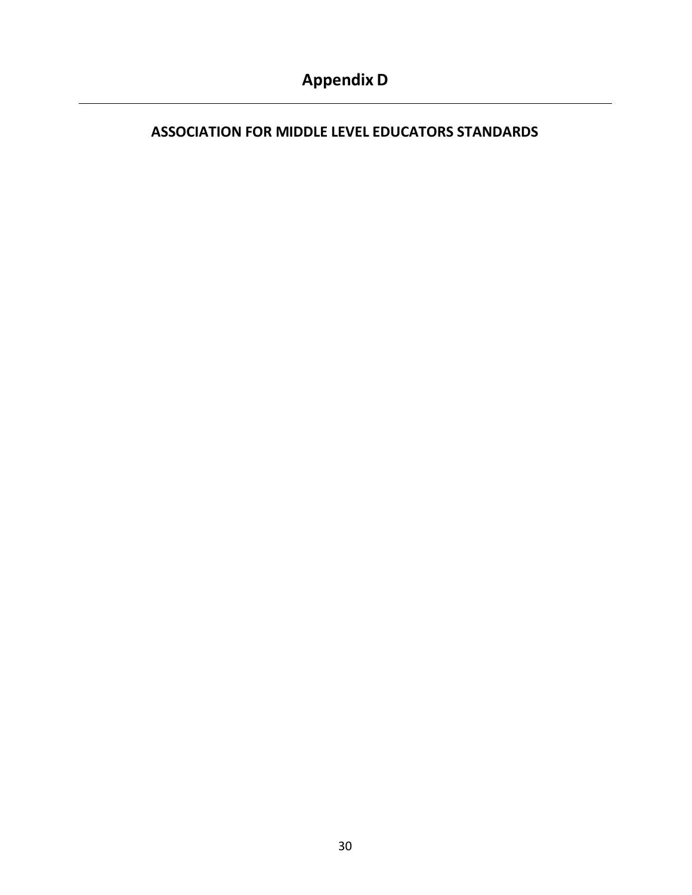# Appendix D

---

## ASSOCIATION FOR MIDDLE LEVEL EDUCATORS STANDARDS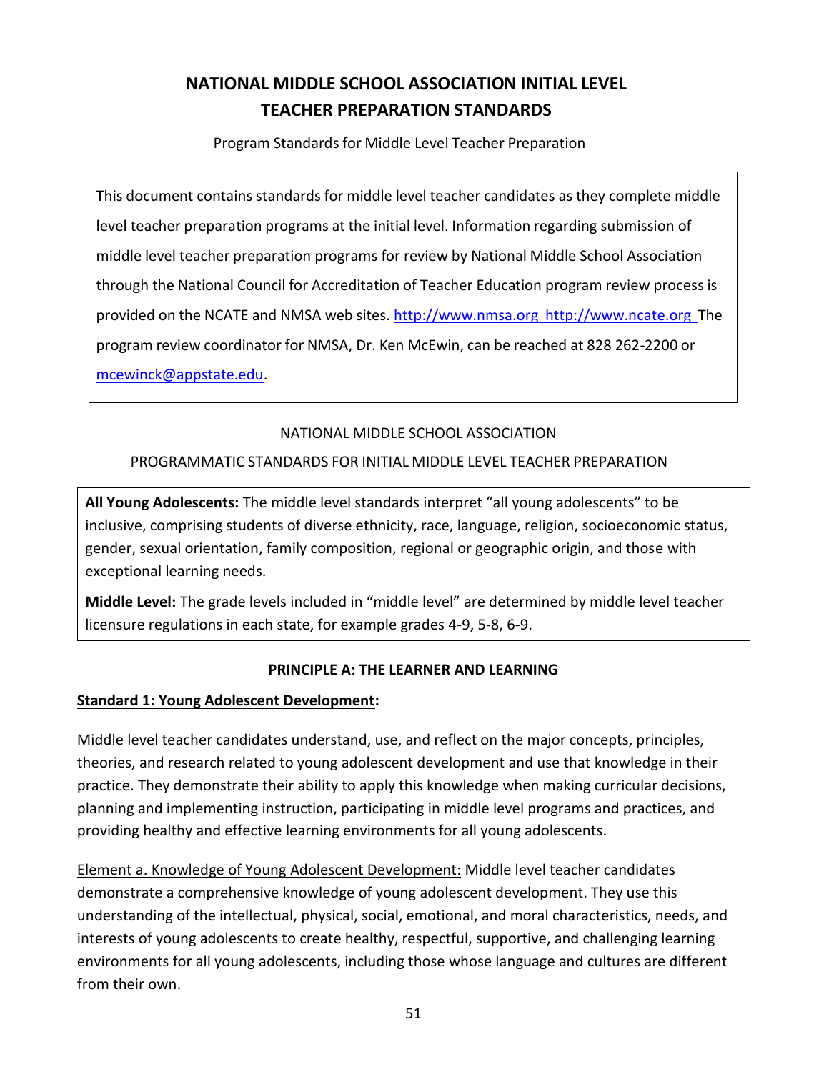# NATIONAL MIDDLE SCHOOL ASSOCIATION INITIAL LEVEL TEACHER PREPARATION STANDARDS

Program Standards for Middle Level Teacher Preparation

This document contains standards for middle level teacher candidates as they complete middle level teacher preparation programs at the initial level. Information regarding submission of middle level teacher preparation programs for review by National Middle School Association through the National Council for Accreditation of Teacher Education program review process is provided on the NCATE and NMSA web sites. http://www.nmsa.org http://www.ncate.org The program review coordinator for NMSA, Dr. Ken McEwin, can be reached at 828 262-2200 or mcewinck@appstate.edu.

NATIONAL MIDDLE SCHOOL ASSOCIATION

PROGRAMMATIC STANDARDS FOR INITIAL MIDDLE LEVEL TEACHER PREPARATION

**All Young Adolescents:** The middle level standards interpret "all young adolescents" to be inclusive, comprising students of diverse ethnicity, race, language, religion, socioeconomic status, gender, sexual orientation, family composition, regional or geographic origin, and those with exceptional learning needs.

**Middle Level:** The grade levels included in "middle level" are determined by middle level teacher licensure regulations in each state, for example grades 4-9, 5-8, 6-9.

## PRINCIPLE A: THE LEARNER AND LEARNING

### Standard 1: Young Adolescent Development:

Middle level teacher candidates understand, use, and reflect on the major concepts, principles, theories, and research related to young adolescent development and use that knowledge in their practice. They demonstrate their ability to apply this knowledge when making curricular decisions, planning and implementing instruction, participating in middle level programs and practices, and providing healthy and effective learning environments for all young adolescents.

Element a. Knowledge of Young Adolescent Development: Middle level teacher candidates demonstrate a comprehensive knowledge of young adolescent development. They use this understanding of the intellectual, physical, social, emotional, and moral characteristics, needs, and interests of young adolescents to create healthy, respectful, supportive, and challenging learning environments for all young adolescents, including those whose language and cultures are different from their own.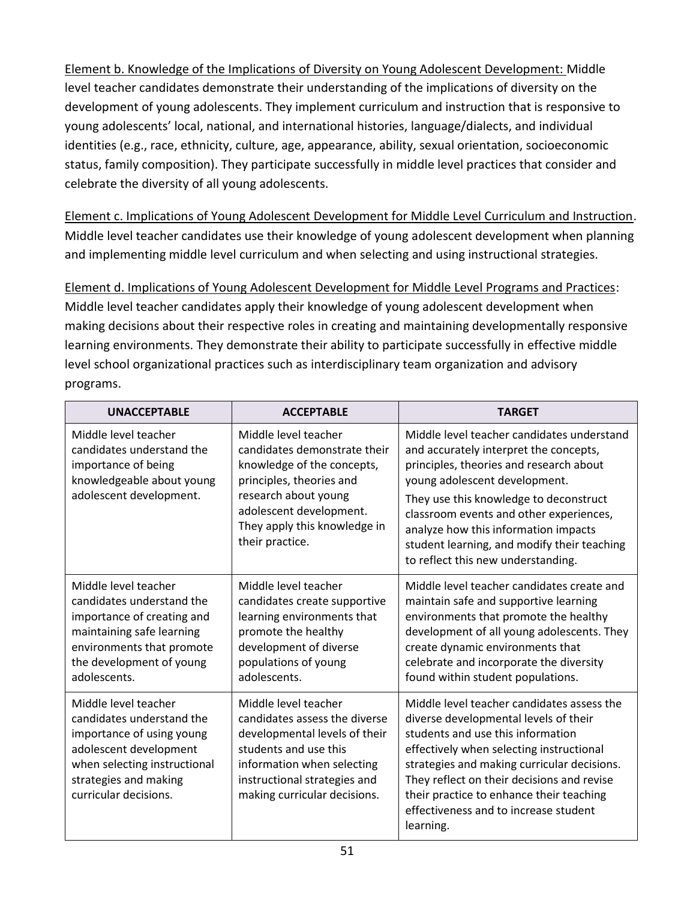<u>Element b. Knowledge of the Implications of Diversity on Young Adolescent Development:</u> Middle level teacher candidates demonstrate their understanding of the implications of diversity on the development of young adolescents. They implement curriculum and instruction that is responsive to young adolescents' local, national, and international histories, language/dialects, and individual identities (e.g., race, ethnicity, culture, age, appearance, ability, sexual orientation, socioeconomic status, family composition). They participate successfully in middle level practices that consider and celebrate the diversity of all young adolescents.

<u>Element c. Implications of Young Adolescent Development for Middle Level Curriculum and Instruction</u>. Middle level teacher candidates use their knowledge of young adolescent development when planning and implementing middle level curriculum and when selecting and using instructional strategies.

<u>Element d. Implications of Young Adolescent Development for Middle Level Programs and Practices</u>: Middle level teacher candidates apply their knowledge of young adolescent development when making decisions about their respective roles in creating and maintaining developmentally responsive learning environments. They demonstrate their ability to participate successfully in effective middle level school organizational practices such as interdisciplinary team organization and advisory programs.

| UNACCEPTABLE | ACCEPTABLE | TARGET |
|---|---|---|
| Middle level teacher candidates understand the importance of being knowledgeable about young adolescent development. | Middle level teacher candidates demonstrate their knowledge of the concepts, principles, theories and research about young adolescent development. They apply this knowledge in their practice. | Middle level teacher candidates understand and accurately interpret the concepts, principles, theories and research about young adolescent development. They use this knowledge to deconstruct classroom events and other experiences, analyze how this information impacts student learning, and modify their teaching to reflect this new understanding. |
| Middle level teacher candidates understand the importance of creating and maintaining safe learning environments that promote the development of young adolescents. | Middle level teacher candidates create supportive learning environments that promote the healthy development of diverse populations of young adolescents. | Middle level teacher candidates create and maintain safe and supportive learning environments that promote the healthy development of all young adolescents. They create dynamic environments that celebrate and incorporate the diversity found within student populations. |
| Middle level teacher candidates understand the importance of using young adolescent development when selecting instructional strategies and making curricular decisions. | Middle level teacher candidates assess the diverse developmental levels of their students and use this information when selecting instructional strategies and making curricular decisions. | Middle level teacher candidates assess the diverse developmental levels of their students and use this information effectively when selecting instructional strategies and making curricular decisions. They reflect on their decisions and revise their practice to enhance their teaching effectiveness and to increase student learning. |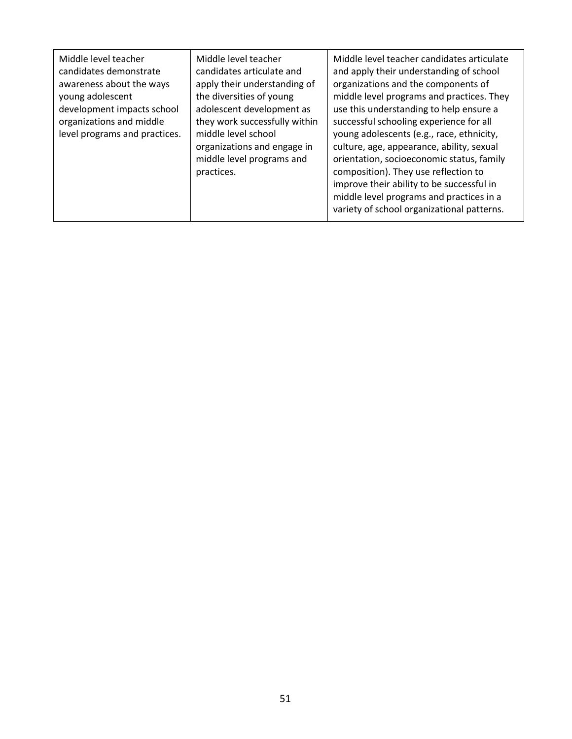| | | |
|---|---|---|
| Middle level teacher candidates demonstrate awareness about the ways young adolescent development impacts school organizations and middle level programs and practices. | Middle level teacher candidates articulate and apply their understanding of the diversities of young adolescent development as they work successfully within middle level school organizations and engage in middle level programs and practices. | Middle level teacher candidates articulate and apply their understanding of school organizations and the components of middle level programs and practices. They use this understanding to help ensure a successful schooling experience for all young adolescents (e.g., race, ethnicity, culture, age, appearance, ability, sexual orientation, socioeconomic status, family composition). They use reflection to improve their ability to be successful in middle level programs and practices in a variety of school organizational patterns. |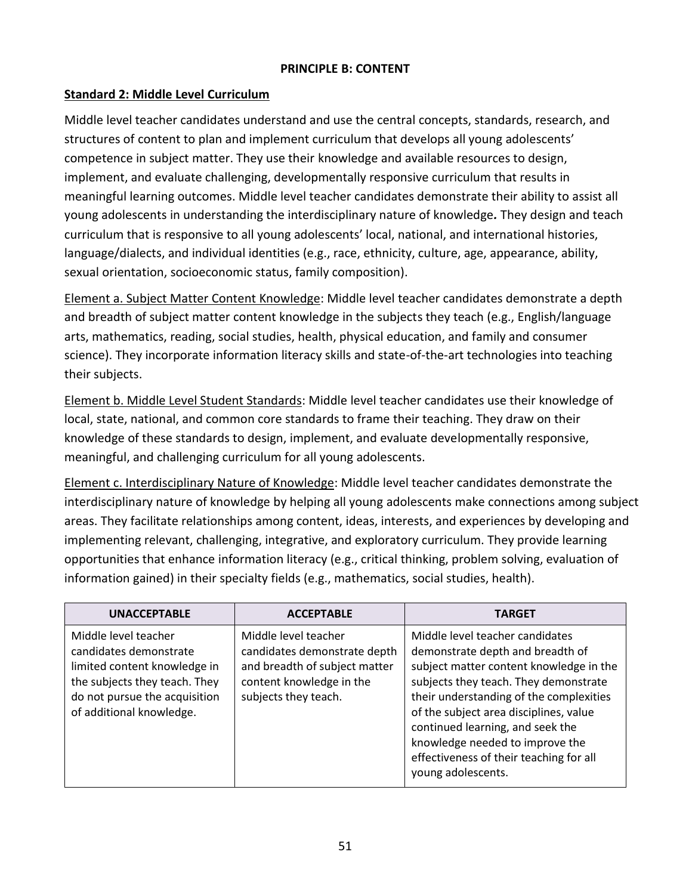## PRINCIPLE B: CONTENT

### Standard 2: Middle Level Curriculum

Middle level teacher candidates understand and use the central concepts, standards, research, and structures of content to plan and implement curriculum that develops all young adolescents' competence in subject matter. They use their knowledge and available resources to design, implement, and evaluate challenging, developmentally responsive curriculum that results in meaningful learning outcomes. Middle level teacher candidates demonstrate their ability to assist all young adolescents in understanding the interdisciplinary nature of knowledge*.* They design and teach curriculum that is responsive to all young adolescents' local, national, and international histories, language/dialects, and individual identities (e.g., race, ethnicity, culture, age, appearance, ability, sexual orientation, socioeconomic status, family composition).

Element a. Subject Matter Content Knowledge: Middle level teacher candidates demonstrate a depth and breadth of subject matter content knowledge in the subjects they teach (e.g., English/language arts, mathematics, reading, social studies, health, physical education, and family and consumer science). They incorporate information literacy skills and state-of-the-art technologies into teaching their subjects.

Element b. Middle Level Student Standards: Middle level teacher candidates use their knowledge of local, state, national, and common core standards to frame their teaching. They draw on their knowledge of these standards to design, implement, and evaluate developmentally responsive, meaningful, and challenging curriculum for all young adolescents.

Element c. Interdisciplinary Nature of Knowledge: Middle level teacher candidates demonstrate the interdisciplinary nature of knowledge by helping all young adolescents make connections among subject areas. They facilitate relationships among content, ideas, interests, and experiences by developing and implementing relevant, challenging, integrative, and exploratory curriculum. They provide learning opportunities that enhance information literacy (e.g., critical thinking, problem solving, evaluation of information gained) in their specialty fields (e.g., mathematics, social studies, health).

| UNACCEPTABLE | ACCEPTABLE | TARGET |
| --- | --- | --- |
| Middle level teacher candidates demonstrate limited content knowledge in the subjects they teach. They do not pursue the acquisition of additional knowledge. | Middle level teacher candidates demonstrate depth and breadth of subject matter content knowledge in the subjects they teach. | Middle level teacher candidates demonstrate depth and breadth of subject matter content knowledge in the subjects they teach. They demonstrate their understanding of the complexities of the subject area disciplines, value continued learning, and seek the knowledge needed to improve the effectiveness of their teaching for all young adolescents. |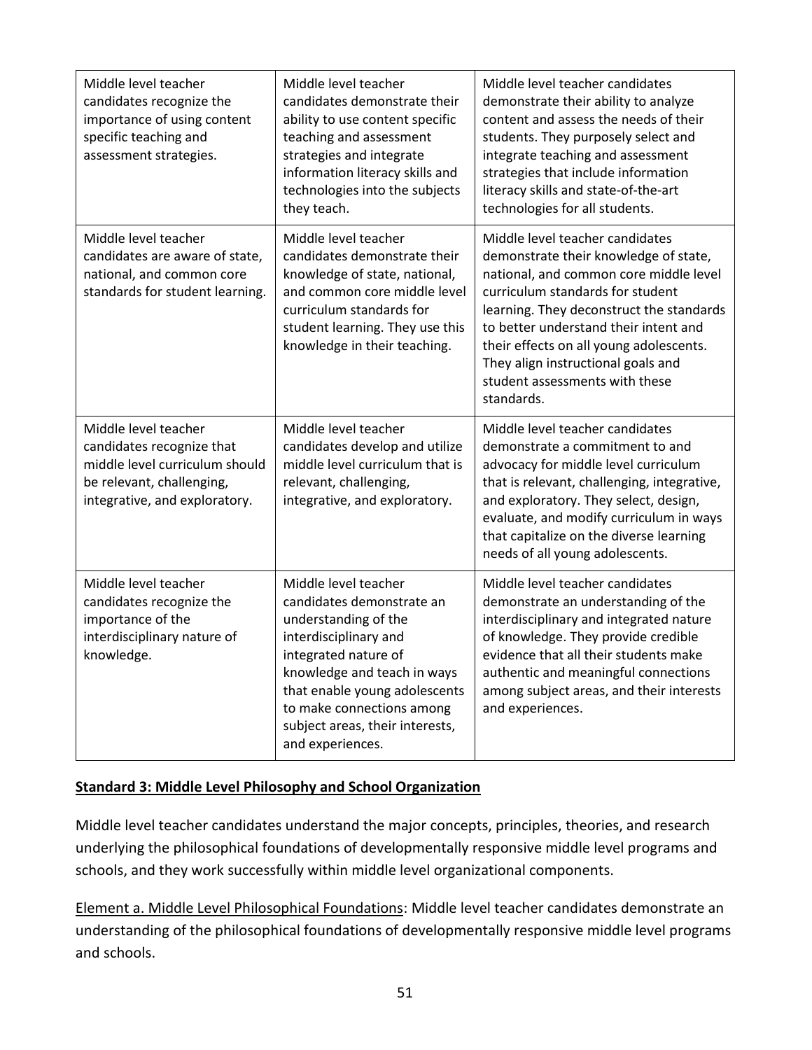| | | |
|---|---|---|
| Middle level teacher candidates recognize the importance of using content specific teaching and assessment strategies. | Middle level teacher candidates demonstrate their ability to use content specific teaching and assessment strategies and integrate information literacy skills and technologies into the subjects they teach. | Middle level teacher candidates demonstrate their ability to analyze content and assess the needs of their students. They purposely select and integrate teaching and assessment strategies that include information literacy skills and state-of-the-art technologies for all students. |
| Middle level teacher candidates are aware of state, national, and common core standards for student learning. | Middle level teacher candidates demonstrate their knowledge of state, national, and common core middle level curriculum standards for student learning. They use this knowledge in their teaching. | Middle level teacher candidates demonstrate their knowledge of state, national, and common core middle level curriculum standards for student learning. They deconstruct the standards to better understand their intent and their effects on all young adolescents. They align instructional goals and student assessments with these standards. |
| Middle level teacher candidates recognize that middle level curriculum should be relevant, challenging, integrative, and exploratory. | Middle level teacher candidates develop and utilize middle level curriculum that is relevant, challenging, integrative, and exploratory. | Middle level teacher candidates demonstrate a commitment to and advocacy for middle level curriculum that is relevant, challenging, integrative, and exploratory. They select, design, evaluate, and modify curriculum in ways that capitalize on the diverse learning needs of all young adolescents. |
| Middle level teacher candidates recognize the importance of the interdisciplinary nature of knowledge. | Middle level teacher candidates demonstrate an understanding of the interdisciplinary and integrated nature of knowledge and teach in ways that enable young adolescents to make connections among subject areas, their interests, and experiences. | Middle level teacher candidates demonstrate an understanding of the interdisciplinary and integrated nature of knowledge. They provide credible evidence that all their students make authentic and meaningful connections among subject areas, and their interests and experiences. |

**Standard 3: Middle Level Philosophy and School Organization**

Middle level teacher candidates understand the major concepts, principles, theories, and research underlying the philosophical foundations of developmentally responsive middle level programs and schools, and they work successfully within middle level organizational components.

Element a. Middle Level Philosophical Foundations: Middle level teacher candidates demonstrate an understanding of the philosophical foundations of developmentally responsive middle level programs and schools.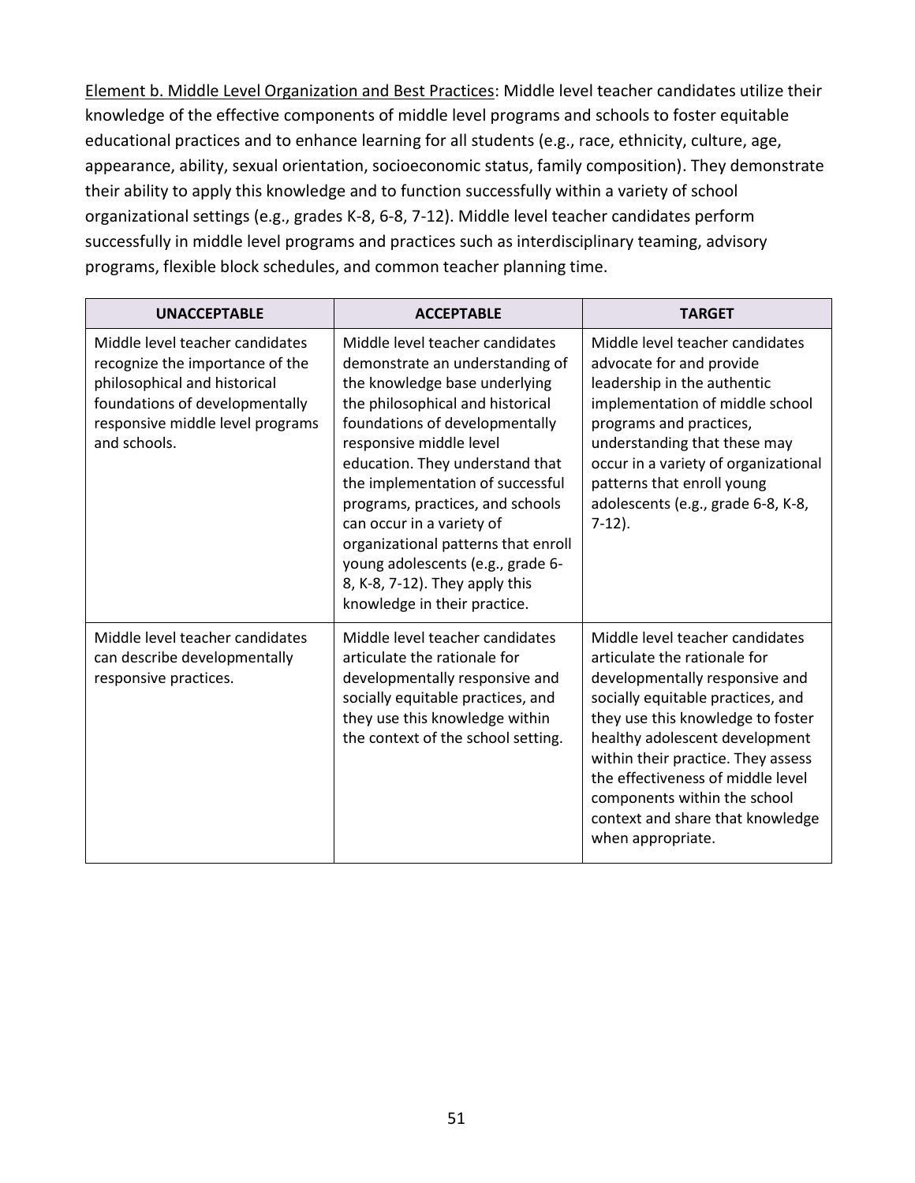Element b. Middle Level Organization and Best Practices: Middle level teacher candidates utilize their knowledge of the effective components of middle level programs and schools to foster equitable educational practices and to enhance learning for all students (e.g., race, ethnicity, culture, age, appearance, ability, sexual orientation, socioeconomic status, family composition). They demonstrate their ability to apply this knowledge and to function successfully within a variety of school organizational settings (e.g., grades K-8, 6-8, 7-12). Middle level teacher candidates perform successfully in middle level programs and practices such as interdisciplinary teaming, advisory programs, flexible block schedules, and common teacher planning time.

| UNACCEPTABLE | ACCEPTABLE | TARGET |
| --- | --- | --- |
| Middle level teacher candidates recognize the importance of the philosophical and historical foundations of developmentally responsive middle level programs and schools. | Middle level teacher candidates demonstrate an understanding of the knowledge base underlying the philosophical and historical foundations of developmentally responsive middle level education. They understand that the implementation of successful programs, practices, and schools can occur in a variety of organizational patterns that enroll young adolescents (e.g., grade 6-8, K-8, 7-12). They apply this knowledge in their practice. | Middle level teacher candidates advocate for and provide leadership in the authentic implementation of middle school programs and practices, understanding that these may occur in a variety of organizational patterns that enroll young adolescents (e.g., grade 6-8, K-8, 7-12). |
| Middle level teacher candidates can describe developmentally responsive practices. | Middle level teacher candidates articulate the rationale for developmentally responsive and socially equitable practices, and they use this knowledge within the context of the school setting. | Middle level teacher candidates articulate the rationale for developmentally responsive and socially equitable practices, and they use this knowledge to foster healthy adolescent development within their practice. They assess the effectiveness of middle level components within the school context and share that knowledge when appropriate. |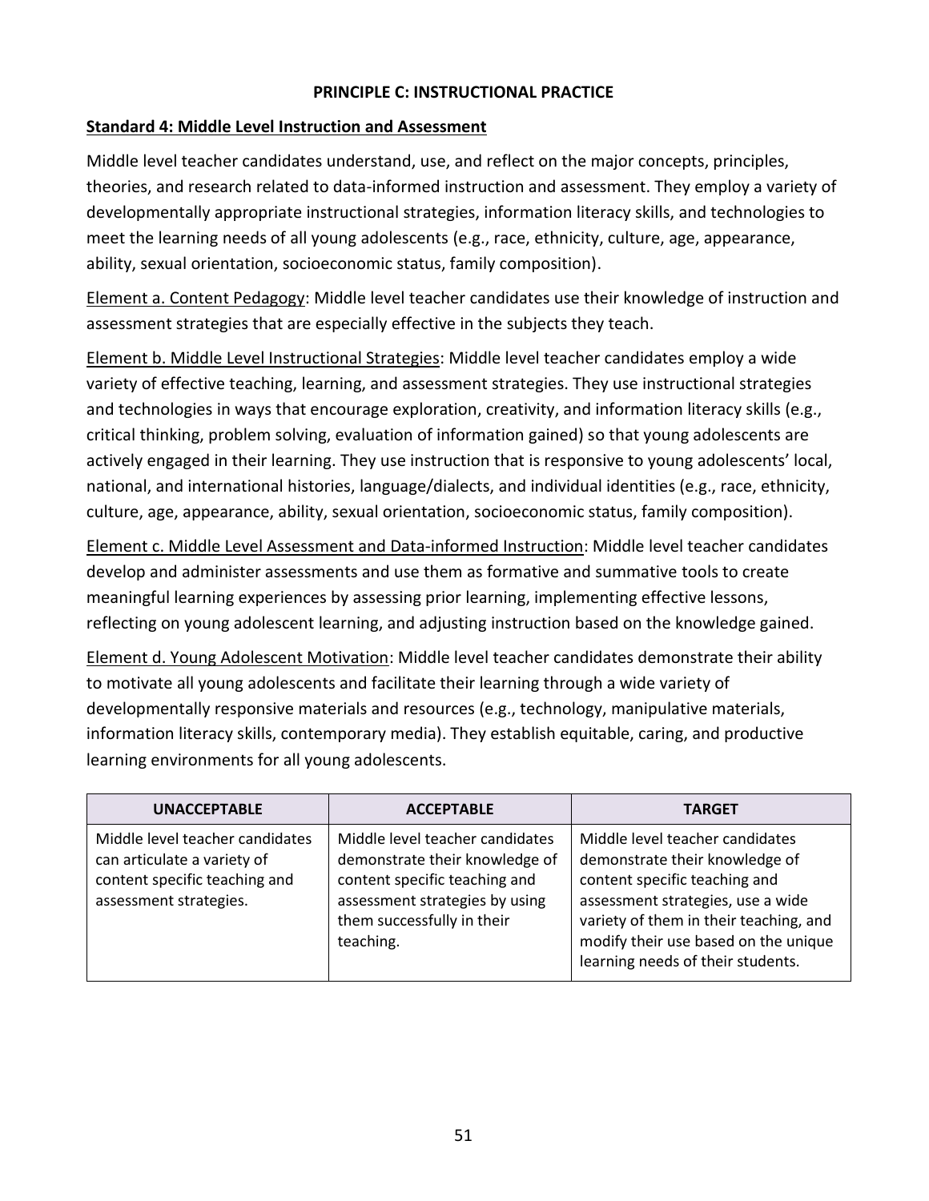**PRINCIPLE C: INSTRUCTIONAL PRACTICE**

**Standard 4: Middle Level Instruction and Assessment**

Middle level teacher candidates understand, use, and reflect on the major concepts, principles, theories, and research related to data-informed instruction and assessment. They employ a variety of developmentally appropriate instructional strategies, information literacy skills, and technologies to meet the learning needs of all young adolescents (e.g., race, ethnicity, culture, age, appearance, ability, sexual orientation, socioeconomic status, family composition).

Element a. Content Pedagogy: Middle level teacher candidates use their knowledge of instruction and assessment strategies that are especially effective in the subjects they teach.

Element b. Middle Level Instructional Strategies: Middle level teacher candidates employ a wide variety of effective teaching, learning, and assessment strategies. They use instructional strategies and technologies in ways that encourage exploration, creativity, and information literacy skills (e.g., critical thinking, problem solving, evaluation of information gained) so that young adolescents are actively engaged in their learning. They use instruction that is responsive to young adolescents' local, national, and international histories, language/dialects, and individual identities (e.g., race, ethnicity, culture, age, appearance, ability, sexual orientation, socioeconomic status, family composition).

Element c. Middle Level Assessment and Data-informed Instruction: Middle level teacher candidates develop and administer assessments and use them as formative and summative tools to create meaningful learning experiences by assessing prior learning, implementing effective lessons, reflecting on young adolescent learning, and adjusting instruction based on the knowledge gained.

Element d. Young Adolescent Motivation: Middle level teacher candidates demonstrate their ability to motivate all young adolescents and facilitate their learning through a wide variety of developmentally responsive materials and resources (e.g., technology, manipulative materials, information literacy skills, contemporary media). They establish equitable, caring, and productive learning environments for all young adolescents.

| UNACCEPTABLE | ACCEPTABLE | TARGET |
|---|---|---|
| Middle level teacher candidates can articulate a variety of content specific teaching and assessment strategies. | Middle level teacher candidates demonstrate their knowledge of content specific teaching and assessment strategies by using them successfully in their teaching. | Middle level teacher candidates demonstrate their knowledge of content specific teaching and assessment strategies, use a wide variety of them in their teaching, and modify their use based on the unique learning needs of their students. |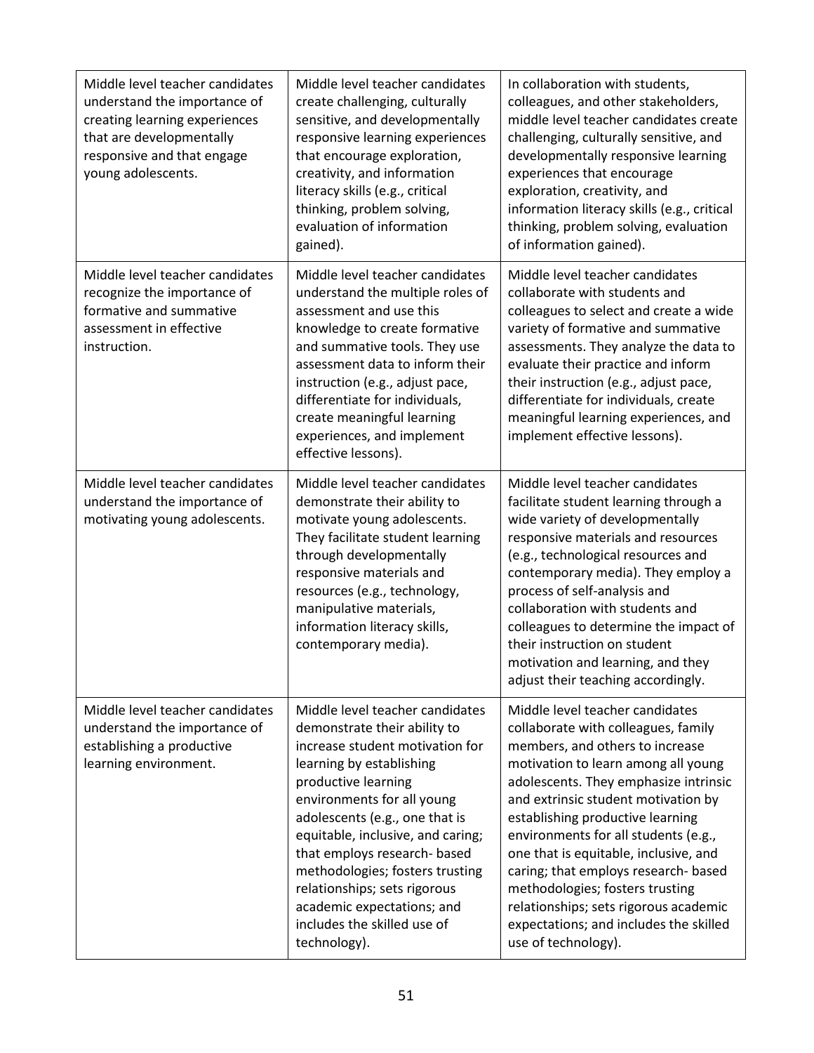| | | |
|---|---|---|
| Middle level teacher candidates understand the importance of creating learning experiences that are developmentally responsive and that engage young adolescents. | Middle level teacher candidates create challenging, culturally sensitive, and developmentally responsive learning experiences that encourage exploration, creativity, and information literacy skills (e.g., critical thinking, problem solving, evaluation of information gained). | In collaboration with students, colleagues, and other stakeholders, middle level teacher candidates create challenging, culturally sensitive, and developmentally responsive learning experiences that encourage exploration, creativity, and information literacy skills (e.g., critical thinking, problem solving, evaluation of information gained). |
| Middle level teacher candidates recognize the importance of formative and summative assessment in effective instruction. | Middle level teacher candidates understand the multiple roles of assessment and use this knowledge to create formative and summative tools. They use assessment data to inform their instruction (e.g., adjust pace, differentiate for individuals, create meaningful learning experiences, and implement effective lessons). | Middle level teacher candidates collaborate with students and colleagues to select and create a wide variety of formative and summative assessments. They analyze the data to evaluate their practice and inform their instruction (e.g., adjust pace, differentiate for individuals, create meaningful learning experiences, and implement effective lessons). |
| Middle level teacher candidates understand the importance of motivating young adolescents. | Middle level teacher candidates demonstrate their ability to motivate young adolescents. They facilitate student learning through developmentally responsive materials and resources (e.g., technology, manipulative materials, information literacy skills, contemporary media). | Middle level teacher candidates facilitate student learning through a wide variety of developmentally responsive materials and resources (e.g., technological resources and contemporary media). They employ a process of self-analysis and collaboration with students and colleagues to determine the impact of their instruction on student motivation and learning, and they adjust their teaching accordingly. |
| Middle level teacher candidates understand the importance of establishing a productive learning environment. | Middle level teacher candidates demonstrate their ability to increase student motivation for learning by establishing productive learning environments for all young adolescents (e.g., one that is equitable, inclusive, and caring; that employs research- based methodologies; fosters trusting relationships; sets rigorous academic expectations; and includes the skilled use of technology). | Middle level teacher candidates collaborate with colleagues, family members, and others to increase motivation to learn among all young adolescents. They emphasize intrinsic and extrinsic student motivation by establishing productive learning environments for all students (e.g., one that is equitable, inclusive, and caring; that employs research- based methodologies; fosters trusting relationships; sets rigorous academic expectations; and includes the skilled use of technology). |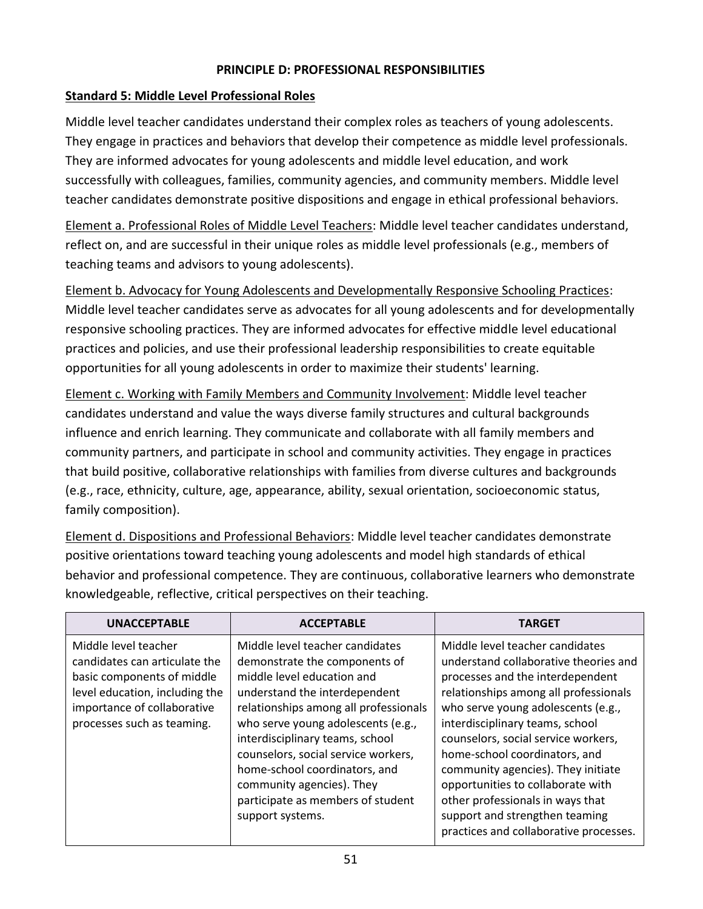## PRINCIPLE D: PROFESSIONAL RESPONSIBILITIES

### Standard 5: Middle Level Professional Roles

Middle level teacher candidates understand their complex roles as teachers of young adolescents. They engage in practices and behaviors that develop their competence as middle level professionals. They are informed advocates for young adolescents and middle level education, and work successfully with colleagues, families, community agencies, and community members. Middle level teacher candidates demonstrate positive dispositions and engage in ethical professional behaviors.

Element a. Professional Roles of Middle Level Teachers: Middle level teacher candidates understand, reflect on, and are successful in their unique roles as middle level professionals (e.g., members of teaching teams and advisors to young adolescents).

Element b. Advocacy for Young Adolescents and Developmentally Responsive Schooling Practices: Middle level teacher candidates serve as advocates for all young adolescents and for developmentally responsive schooling practices. They are informed advocates for effective middle level educational practices and policies, and use their professional leadership responsibilities to create equitable opportunities for all young adolescents in order to maximize their students' learning.

Element c. Working with Family Members and Community Involvement: Middle level teacher candidates understand and value the ways diverse family structures and cultural backgrounds influence and enrich learning. They communicate and collaborate with all family members and community partners, and participate in school and community activities. They engage in practices that build positive, collaborative relationships with families from diverse cultures and backgrounds (e.g., race, ethnicity, culture, age, appearance, ability, sexual orientation, socioeconomic status, family composition).

Element d. Dispositions and Professional Behaviors: Middle level teacher candidates demonstrate positive orientations toward teaching young adolescents and model high standards of ethical behavior and professional competence. They are continuous, collaborative learners who demonstrate knowledgeable, reflective, critical perspectives on their teaching.

| UNACCEPTABLE | ACCEPTABLE | TARGET |
|---|---|---|
| Middle level teacher candidates can articulate the basic components of middle level education, including the importance of collaborative processes such as teaming. | Middle level teacher candidates demonstrate the components of middle level education and understand the interdependent relationships among all professionals who serve young adolescents (e.g., interdisciplinary teams, school counselors, social service workers, home-school coordinators, and community agencies). They participate as members of student support systems. | Middle level teacher candidates understand collaborative theories and processes and the interdependent relationships among all professionals who serve young adolescents (e.g., interdisciplinary teams, school counselors, social service workers, home-school coordinators, and community agencies). They initiate opportunities to collaborate with other professionals in ways that support and strengthen teaming practices and collaborative processes. |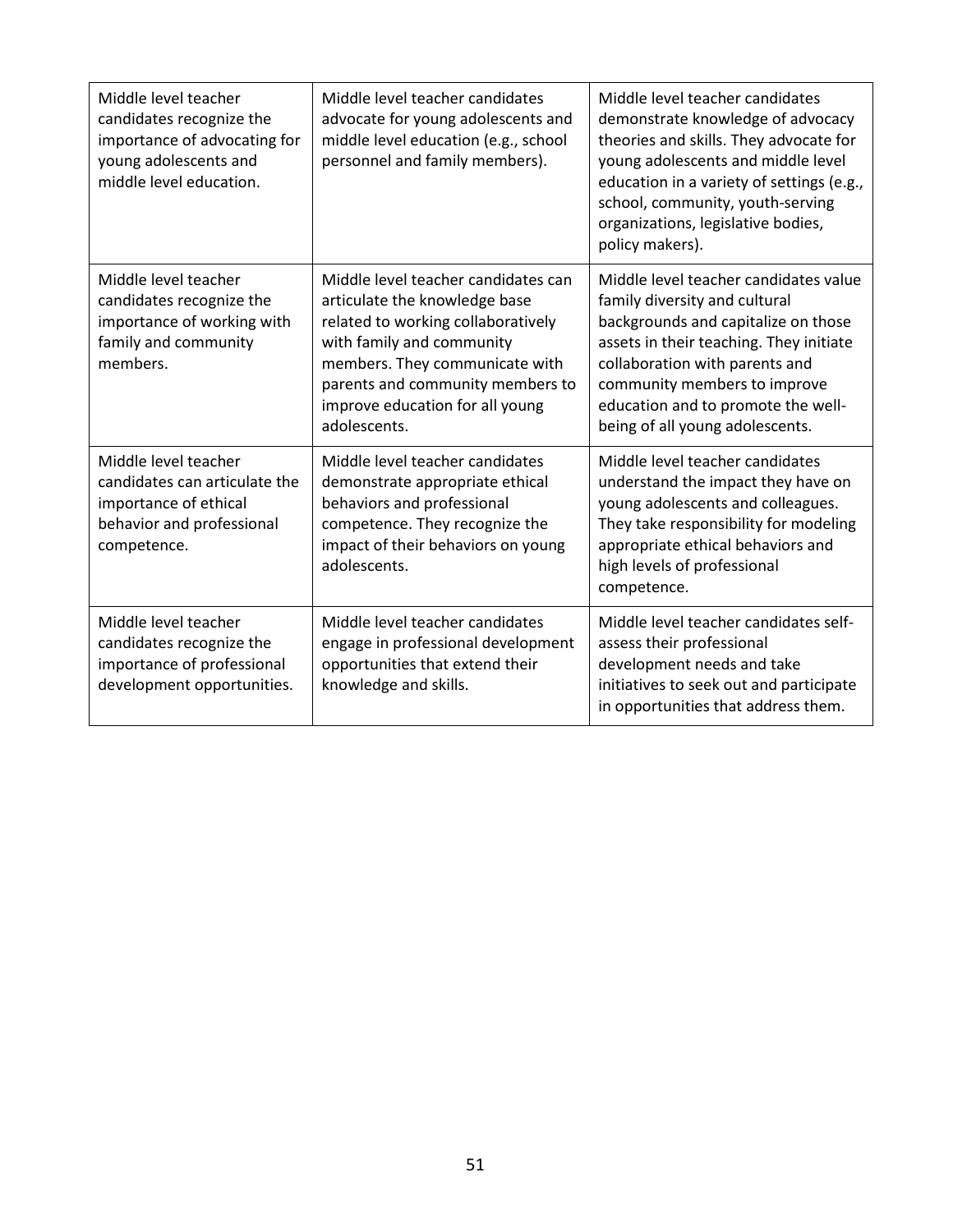| | | |
|---|---|---|
| Middle level teacher candidates recognize the importance of advocating for young adolescents and middle level education. | Middle level teacher candidates advocate for young adolescents and middle level education (e.g., school personnel and family members). | Middle level teacher candidates demonstrate knowledge of advocacy theories and skills. They advocate for young adolescents and middle level education in a variety of settings (e.g., school, community, youth-serving organizations, legislative bodies, policy makers). |
| Middle level teacher candidates recognize the importance of working with family and community members. | Middle level teacher candidates can articulate the knowledge base related to working collaboratively with family and community members. They communicate with parents and community members to improve education for all young adolescents. | Middle level teacher candidates value family diversity and cultural backgrounds and capitalize on those assets in their teaching. They initiate collaboration with parents and community members to improve education and to promote the well-being of all young adolescents. |
| Middle level teacher candidates can articulate the importance of ethical behavior and professional competence. | Middle level teacher candidates demonstrate appropriate ethical behaviors and professional competence. They recognize the impact of their behaviors on young adolescents. | Middle level teacher candidates understand the impact they have on young adolescents and colleagues. They take responsibility for modeling appropriate ethical behaviors and high levels of professional competence. |
| Middle level teacher candidates recognize the importance of professional development opportunities. | Middle level teacher candidates engage in professional development opportunities that extend their knowledge and skills. | Middle level teacher candidates self-assess their professional development needs and take initiatives to seek out and participate in opportunities that address them. |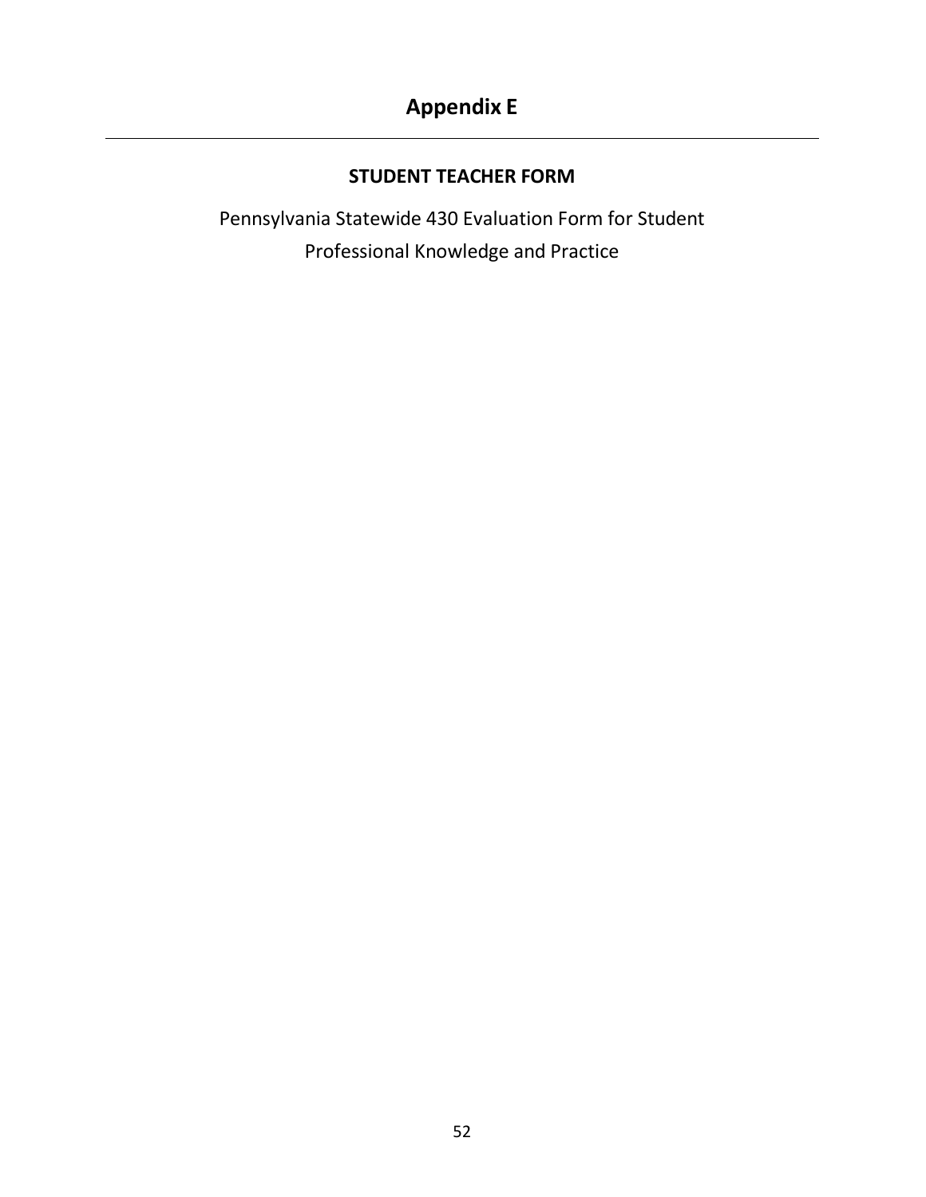# Appendix E

---

## STUDENT TEACHER FORM

Pennsylvania Statewide 430 Evaluation Form for Student
Professional Knowledge and Practice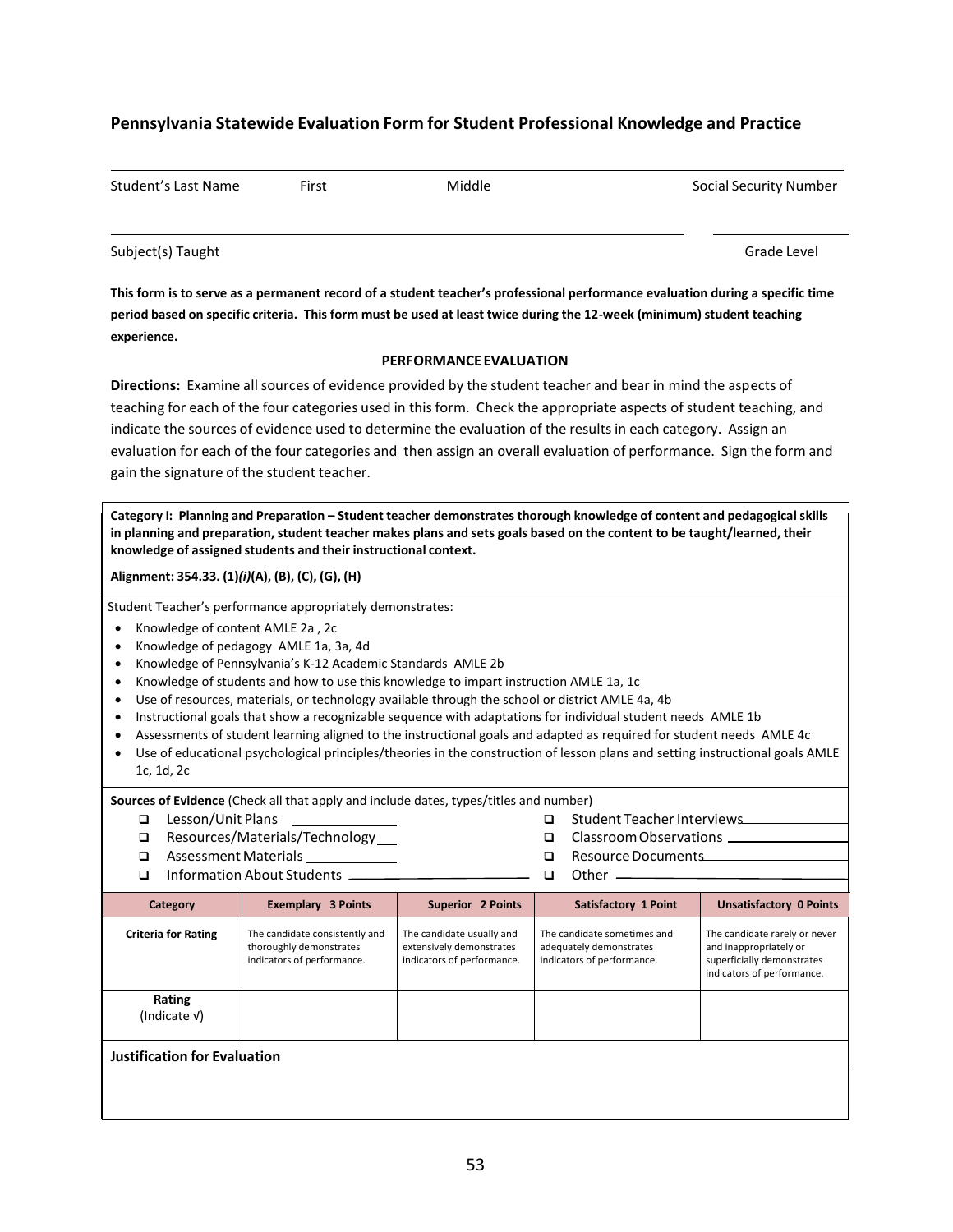## Pennsylvania Statewide Evaluation Form for Student Professional Knowledge and Practice

| Student's Last Name | First | Middle | Social Security Number |
|---|---|---|---|
| | | | |

| Subject(s) Taught | Grade Level |
|---|---|
| | |

**This form is to serve as a permanent record of a student teacher's professional performance evaluation during a specific time period based on specific criteria. This form must be used at least twice during the 12-week (minimum) student teaching experience.**

**PERFORMANCE EVALUATION**

**Directions:** Examine all sources of evidence provided by the student teacher and bear in mind the aspects of teaching for each of the four categories used in this form. Check the appropriate aspects of student teaching, and indicate the sources of evidence used to determine the evaluation of the results in each category. Assign an evaluation for each of the four categories and then assign an overall evaluation of performance. Sign the form and gain the signature of the student teacher.

**Category I: Planning and Preparation – Student teacher demonstrates thorough knowledge of content and pedagogical skills in planning and preparation, student teacher makes plans and sets goals based on the content to be taught/learned, their knowledge of assigned students and their instructional context.**

**Alignment: 354.33. (1)*(i)*(A), (B), (C), (G), (H)**

Student Teacher's performance appropriately demonstrates:

- Knowledge of content AMLE 2a , 2c
- Knowledge of pedagogy AMLE 1a, 3a, 4d
- Knowledge of Pennsylvania's K-12 Academic Standards AMLE 2b
- Knowledge of students and how to use this knowledge to impart instruction AMLE 1a, 1c
- Use of resources, materials, or technology available through the school or district AMLE 4a, 4b
- Instructional goals that show a recognizable sequence with adaptations for individual student needs AMLE 1b
- Assessments of student learning aligned to the instructional goals and adapted as required for student needs AMLE 4c
- Use of educational psychological principles/theories in the construction of lesson plans and setting instructional goals AMLE 1c, 1d, 2c

**Sources of Evidence** (Check all that apply and include dates, types/titles and number)

- ❑ Lesson/Unit Plans ____________
- ❑ Resources/Materials/Technology ___
- ❑ Assessment Materials ____________
- ❑ Information About Students ____________
- ❑ Student Teacher Interviews ____________
- ❑ Classroom Observations ____________
- ❑ Resource Documents ____________
- ❑ Other ____________

| Category | Exemplary 3 Points | Superior 2 Points | Satisfactory 1 Point | Unsatisfactory 0 Points |
|---|---|---|---|---|
| **Criteria for Rating** | The candidate consistently and thoroughly demonstrates indicators of performance. | The candidate usually and extensively demonstrates indicators of performance. | The candidate sometimes and adequately demonstrates indicators of performance. | The candidate rarely or never and inappropriately or superficially demonstrates indicators of performance. |
| **Rating** (Indicate √) | | | | |

**Justification for Evaluation**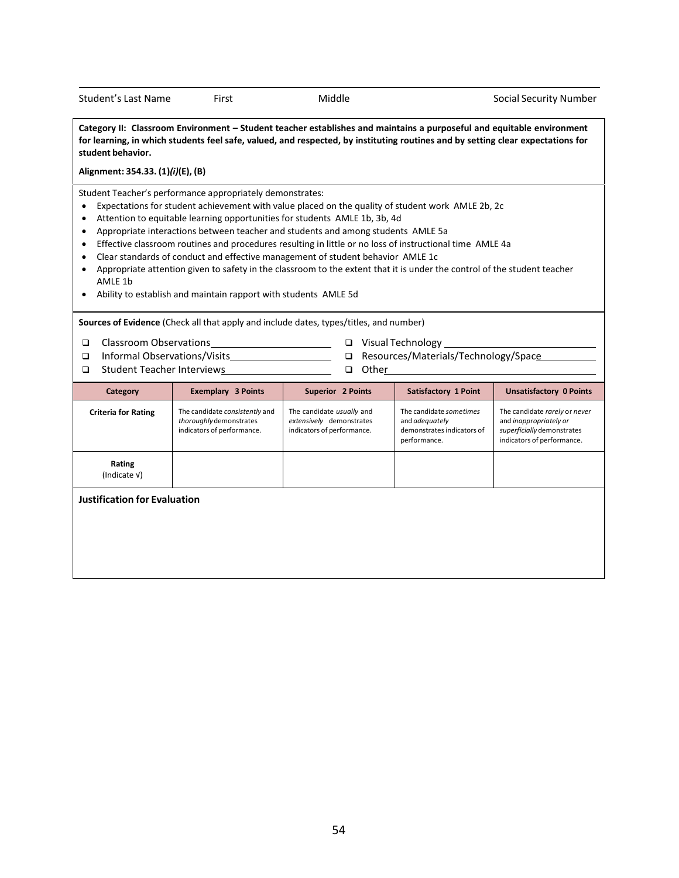Student's Last Name | First | Middle | Social Security Number

**Category II: Classroom Environment – Student teacher establishes and maintains a purposeful and equitable environment for learning, in which students feel safe, valued, and respected, by instituting routines and by setting clear expectations for student behavior.**

**Alignment: 354.33. (1)*(i)*(E), (B)**

Student Teacher's performance appropriately demonstrates:

- Expectations for student achievement with value placed on the quality of student work AMLE 2b, 2c
- Attention to equitable learning opportunities for students AMLE 1b, 3b, 4d
- Appropriate interactions between teacher and students and among students AMLE 5a
- Effective classroom routines and procedures resulting in little or no loss of instructional time AMLE 4a
- Clear standards of conduct and effective management of student behavior AMLE 1c
- Appropriate attention given to safety in the classroom to the extent that it is under the control of the student teacher AMLE 1b
- Ability to establish and maintain rapport with students AMLE 5d

**Sources of Evidence** (Check all that apply and include dates, types/titles, and number)

- ❑ Classroom Observations\_\_\_\_\_\_\_\_\_\_\_\_\_\_\_\_\_\_\_\_
- ❑ Informal Observations/Visits\_\_\_\_\_\_\_\_\_\_\_\_\_\_\_\_\_\_\_\_
- ❑ Student Teacher Interviews\_\_\_\_\_\_\_\_\_\_\_\_\_\_\_\_\_\_\_\_
- ❑ Visual Technology \_\_\_\_\_\_\_\_\_\_\_\_\_\_\_\_\_\_\_\_
- ❑ Resources/Materials/Technology/Space\_\_\_\_\_\_\_\_\_\_
- ❑ Other\_\_\_\_\_\_\_\_\_\_\_\_\_\_\_\_\_\_\_\_

| Category | Exemplary 3 Points | Superior 2 Points | Satisfactory 1 Point | Unsatisfactory 0 Points |
|---|---|---|---|---|
| **Criteria for Rating** | The candidate *consistently* and *thoroughly* demonstrates indicators of performance. | The candidate *usually* and *extensively* demonstrates indicators of performance. | The candidate *sometimes* and *adequately* demonstrates indicators of performance. | The candidate *rarely* or *never* and *inappropriately or superficially* demonstrates indicators of performance. |
| **Rating** (Indicate √) | | | | |

**Justification for Evaluation**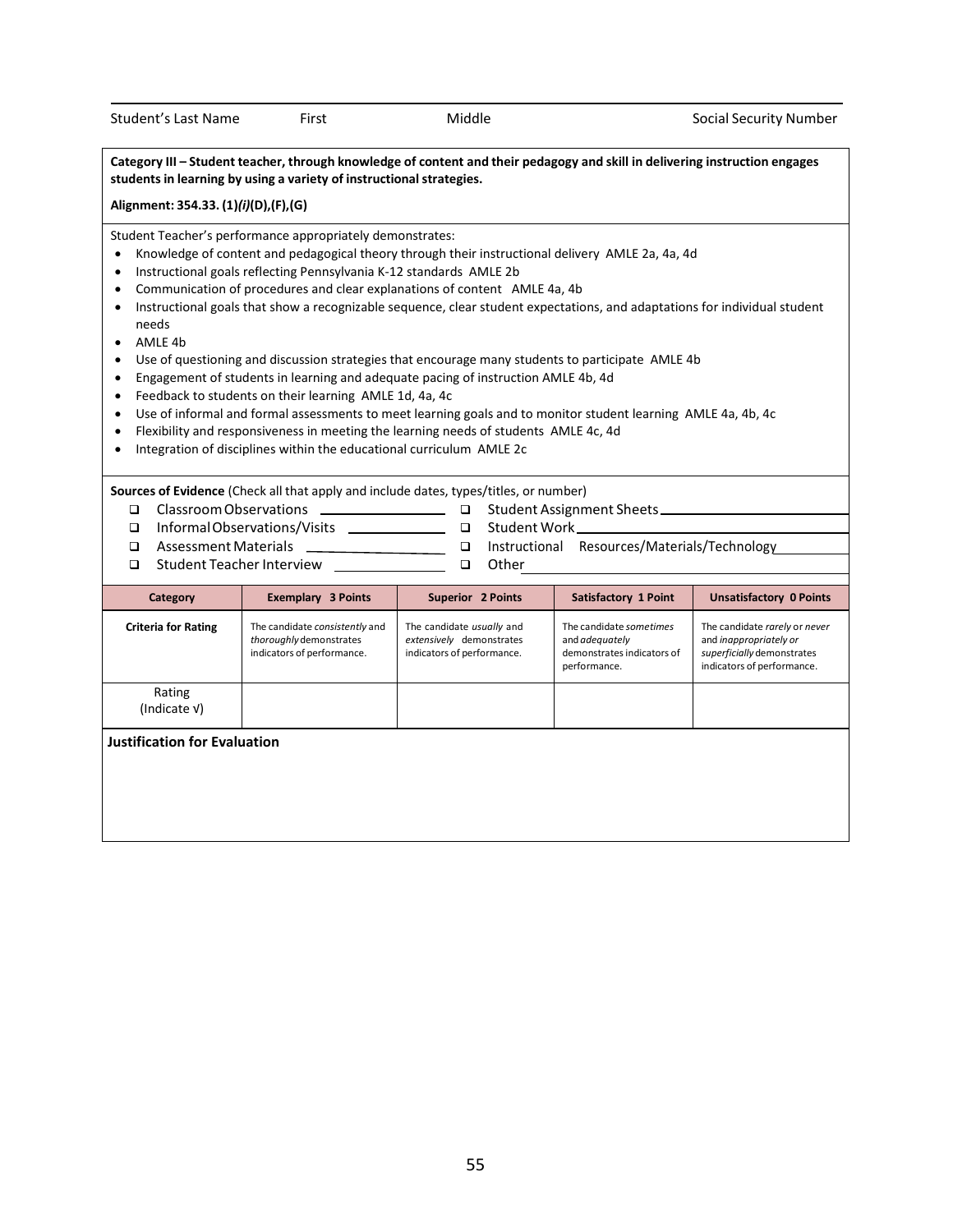Student's Last Name | First | Middle | Social Security Number

**Category III – Student teacher, through knowledge of content and their pedagogy and skill in delivering instruction engages students in learning by using a variety of instructional strategies.**

**Alignment: 354.33. (1)*(i)*(D),(F),(G)**

Student Teacher's performance appropriately demonstrates:

- Knowledge of content and pedagogical theory through their instructional delivery AMLE 2a, 4a, 4d
- Instructional goals reflecting Pennsylvania K-12 standards AMLE 2b
- Communication of procedures and clear explanations of content AMLE 4a, 4b
- Instructional goals that show a recognizable sequence, clear student expectations, and adaptations for individual student needs
- AMLE 4b
- Use of questioning and discussion strategies that encourage many students to participate AMLE 4b
- Engagement of students in learning and adequate pacing of instruction AMLE 4b, 4d
- Feedback to students on their learning AMLE 1d, 4a, 4c
- Use of informal and formal assessments to meet learning goals and to monitor student learning AMLE 4a, 4b, 4c
- Flexibility and responsiveness in meeting the learning needs of students AMLE 4c, 4d
- Integration of disciplines within the educational curriculum AMLE 2c

**Sources of Evidence** (Check all that apply and include dates, types/titles, or number)

- ❑ Classroom Observations ________________ ❑ Student Assignment Sheets ________________
- ❑ Informal Observations/Visits ________________ ❑ Student Work ________________
- ❑ Assessment Materials ________________ ❑ Instructional Resources/Materials/Technology ________________
- ❑ Student Teacher Interview ________________ ❑ Other ________________

| Category | Exemplary 3 Points | Superior 2 Points | Satisfactory 1 Point | Unsatisfactory 0 Points |
|---|---|---|---|---|
| **Criteria for Rating** | The candidate *consistently* and *thoroughly* demonstrates indicators of performance. | The candidate *usually* and *extensively* demonstrates indicators of performance. | The candidate *sometimes* and *adequately* demonstrates indicators of performance. | The candidate *rarely* or *never* and *inappropriately or superficially* demonstrates indicators of performance. |
| Rating (Indicate √) | | | | |

**Justification for Evaluation**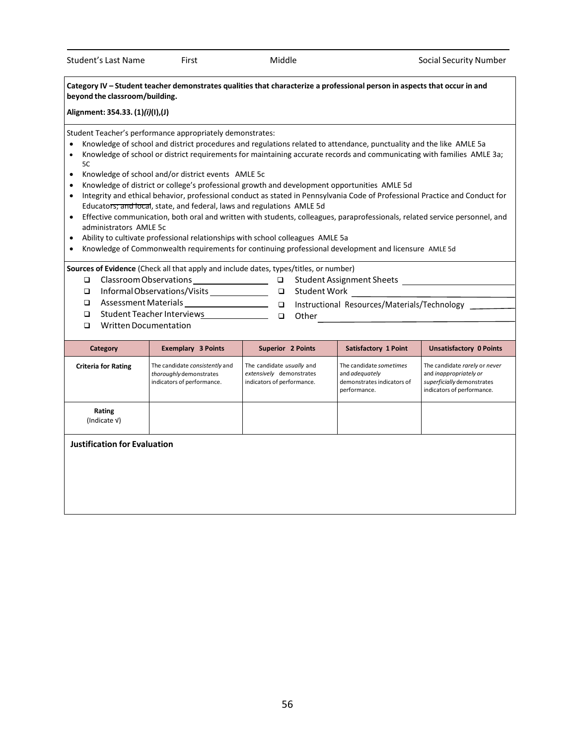Student's Last Name | First | Middle | Social Security Number

**Category IV – Student teacher demonstrates qualities that characterize a professional person in aspects that occur in and beyond the classroom/building.**

**Alignment: 354.33. (1)*(i)*(I),(J)**

Student Teacher's performance appropriately demonstrates:

- Knowledge of school and district procedures and regulations related to attendance, punctuality and the like AMLE 5a
- Knowledge of school or district requirements for maintaining accurate records and communicating with families AMLE 3a; 5C
- Knowledge of school and/or district events AMLE 5c
- Knowledge of district or college's professional growth and development opportunities AMLE 5d
- Integrity and ethical behavior, professional conduct as stated in Pennsylvania Code of Professional Practice and Conduct for Educators; and local, state, and federal, laws and regulations AMLE 5d
- Effective communication, both oral and written with students, colleagues, paraprofessionals, related service personnel, and administrators AMLE 5c
- Ability to cultivate professional relationships with school colleagues AMLE 5a
- Knowledge of Commonwealth requirements for continuing professional development and licensure AMLE 5d

**Sources of Evidence** (Check all that apply and include dates, types/titles, or number)

- ❑ Classroom Observations ________________
- ❑ Informal Observations/Visits ____________
- ❑ Assessment Materials ________________
- ❑ Student Teacher Interviews ____________
- ❑ Written Documentation
- ❑ Student Assignment Sheets ________________
- ❑ Student Work ________________
- ❑ Instructional Resources/Materials/Technology ________
- ❑ Other ________________

| Category | Exemplary 3 Points | Superior 2 Points | Satisfactory 1 Point | Unsatisfactory 0 Points |
|---|---|---|---|---|
| **Criteria for Rating** | The candidate *consistently* and *thoroughly* demonstrates indicators of performance. | The candidate *usually* and *extensively* demonstrates indicators of performance. | The candidate *sometimes* and *adequately* demonstrates indicators of performance. | The candidate *rarely* or *never* and *inappropriately or superficially* demonstrates indicators of performance. |
| **Rating** (Indicate √) | | | | |

**Justification for Evaluation**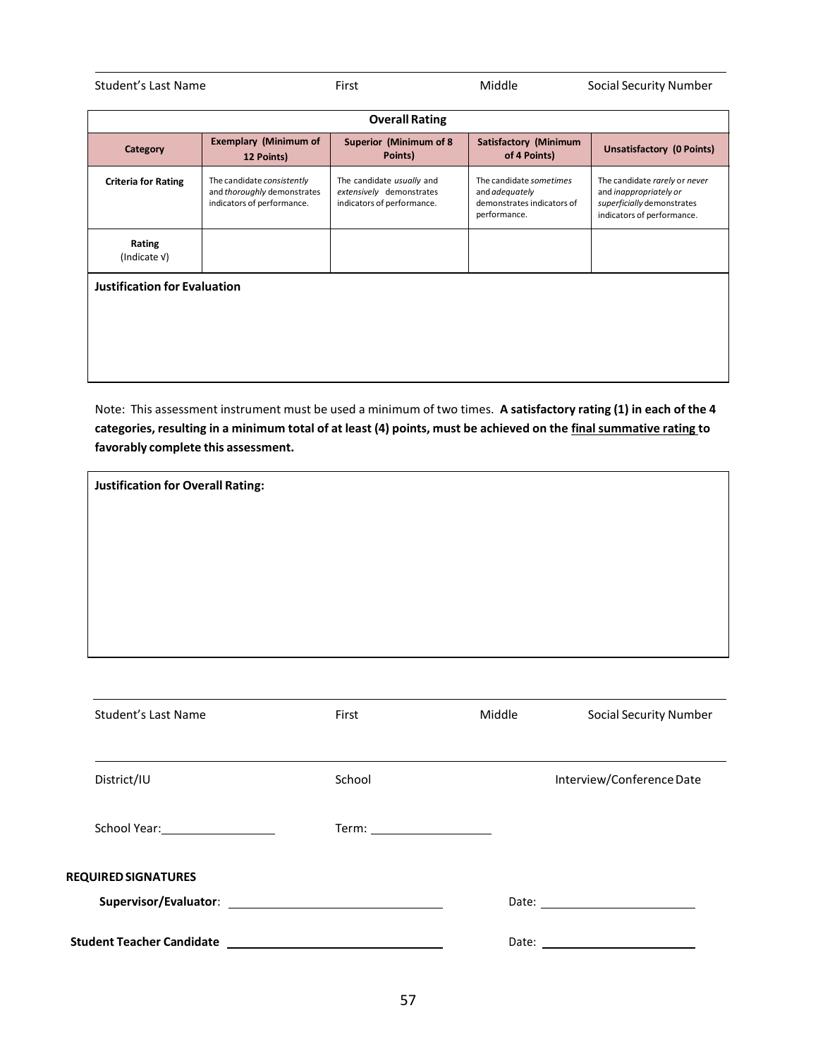| Student's Last Name | First | Middle | Social Security Number |
|---|---|---|---|

| Overall Rating | | | | |
|---|---|---|---|---|
| **Category** | **Exemplary (Minimum of 12 Points)** | **Superior (Minimum of 8 Points)** | **Satisfactory (Minimum of 4 Points)** | **Unsatisfactory (0 Points)** |
| **Criteria for Rating** | The candidate *consistently* and *thoroughly* demonstrates indicators of performance. | The candidate *usually* and *extensively* demonstrates indicators of performance. | The candidate *sometimes* and *adequately* demonstrates indicators of performance. | The candidate *rarely* or *never* and *inappropriately or superficially* demonstrates indicators of performance. |
| **Rating** (Indicate √) | | | | |

**Justification for Evaluation**

Note: This assessment instrument must be used a minimum of two times. **A satisfactory rating (1) in each of the 4 categories, resulting in a minimum total of at least (4) points, must be achieved on the <u>final summative rating</u> to favorably complete this assessment.**

**Justification for Overall Rating:**

| Student's Last Name | First | Middle | Social Security Number |
|---|---|---|---|

| District/IU | School | Interview/Conference Date |
|---|---|---|

School Year: ____________ Term: ____________

**REQUIRED SIGNATURES**

**Supervisor/Evaluator**: ______________________ Date: ______________

**Student Teacher Candidate** ______________________ Date: ______________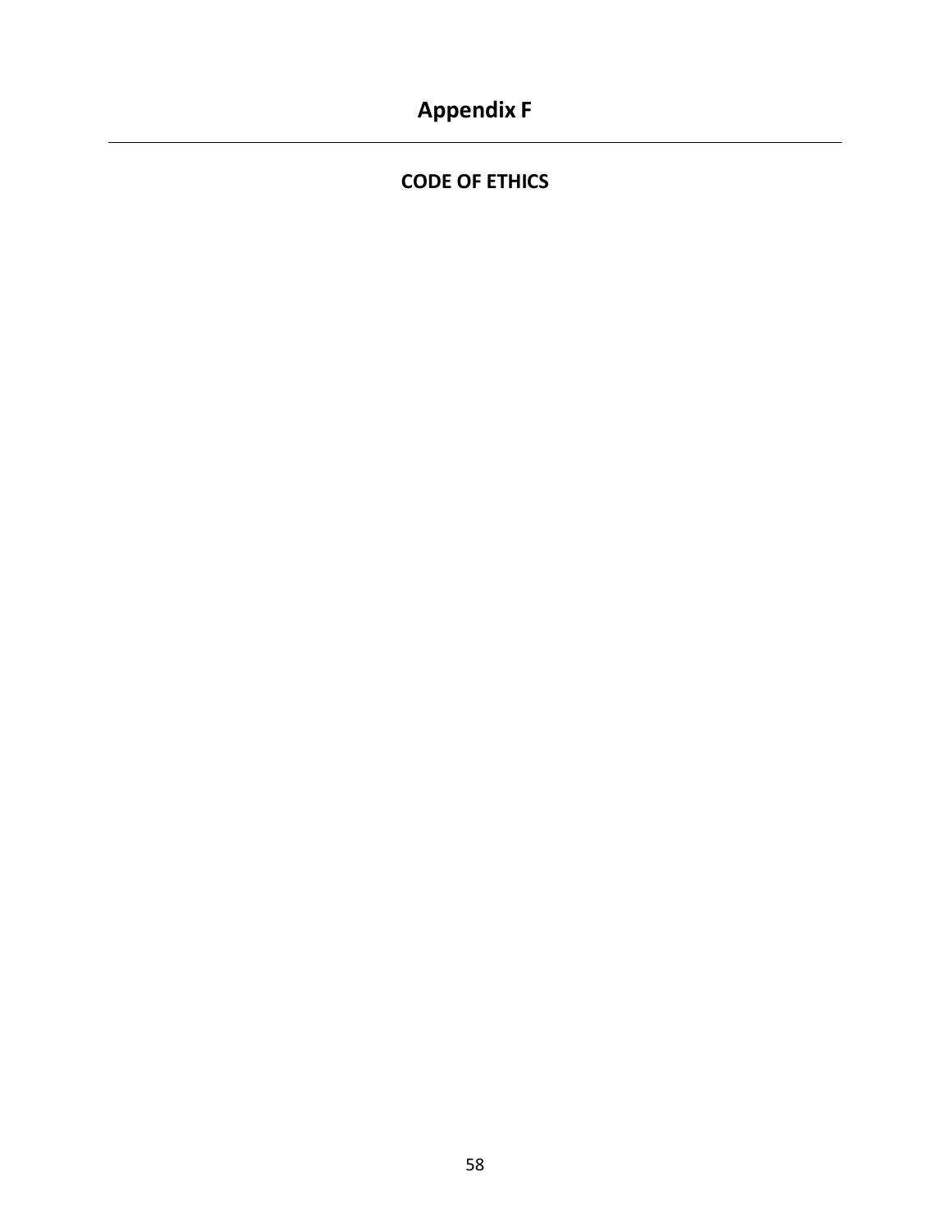# Appendix F

---

## CODE OF ETHICS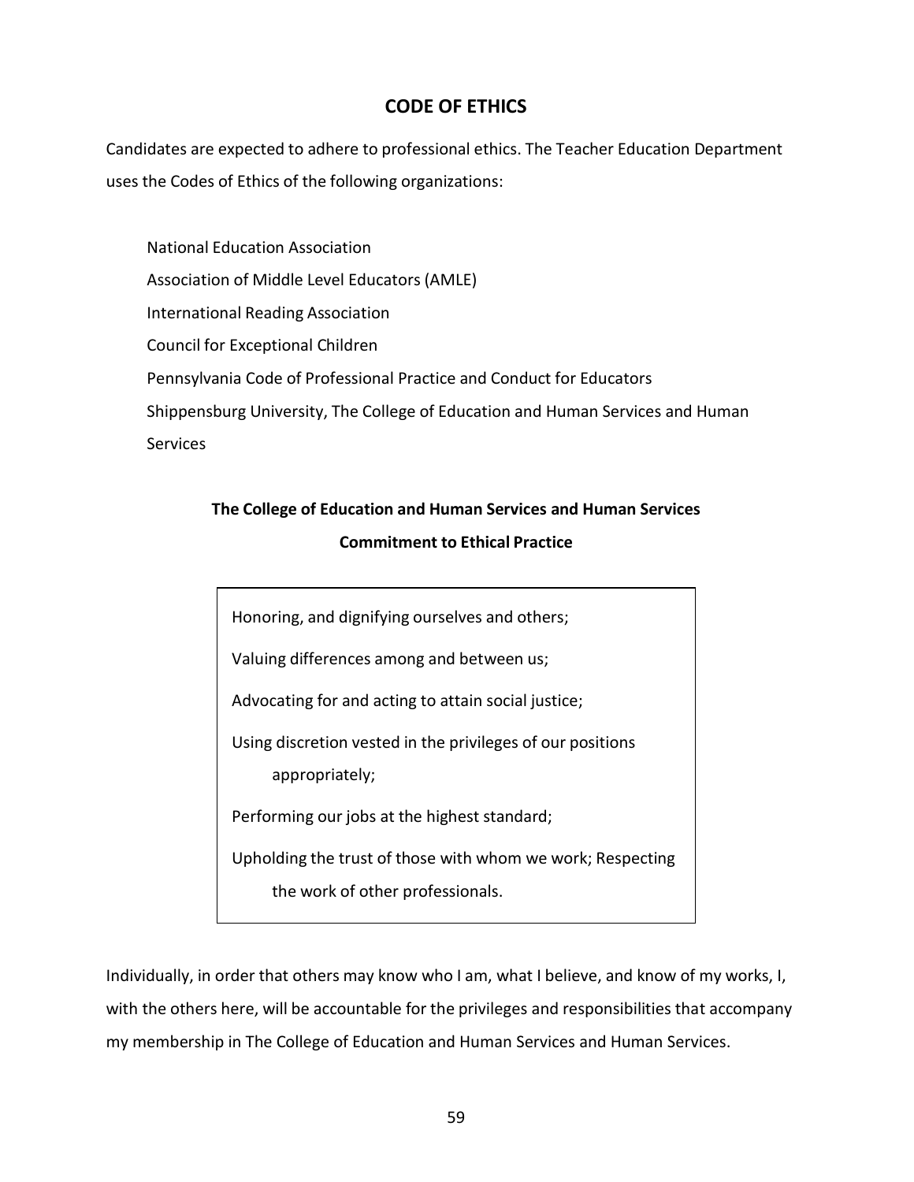# CODE OF ETHICS

Candidates are expected to adhere to professional ethics. The Teacher Education Department uses the Codes of Ethics of the following organizations:

National Education Association
Association of Middle Level Educators (AMLE)
International Reading Association
Council for Exceptional Children
Pennsylvania Code of Professional Practice and Conduct for Educators
Shippensburg University, The College of Education and Human Services and Human Services

## The College of Education and Human Services and Human Services Commitment to Ethical Practice

Honoring, and dignifying ourselves and others;

Valuing differences among and between us;

Advocating for and acting to attain social justice;

Using discretion vested in the privileges of our positions appropriately;

Performing our jobs at the highest standard;

Upholding the trust of those with whom we work; Respecting the work of other professionals.

Individually, in order that others may know who I am, what I believe, and know of my works, I, with the others here, will be accountable for the privileges and responsibilities that accompany my membership in The College of Education and Human Services and Human Services.